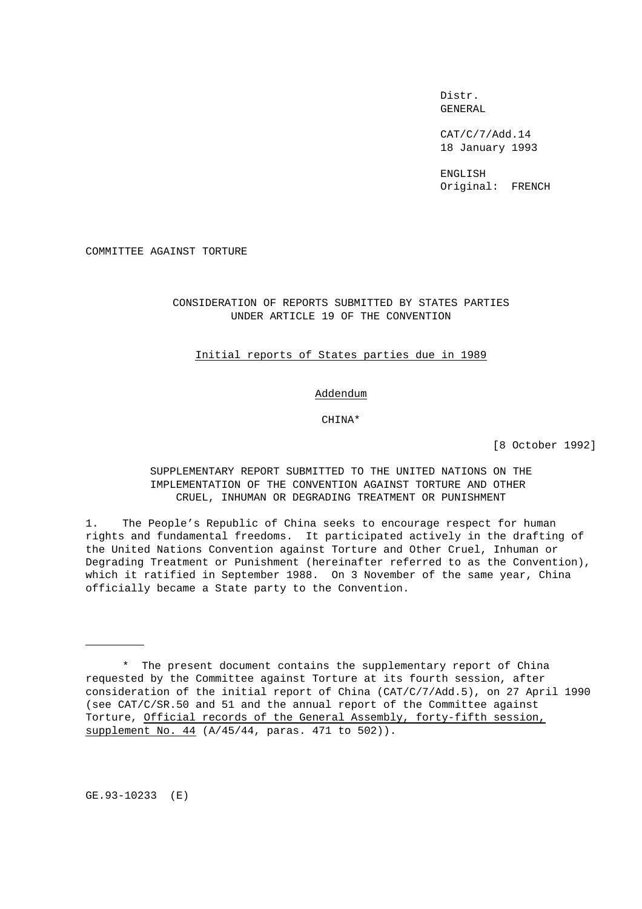Distr.
GENERAL

CAT/C/7/Add.14
18 January 1993

ENGLISH
Original: FRENCH

COMMITTEE AGAINST TORTURE

CONSIDERATION OF REPORTS SUBMITTED BY STATES PARTIES UNDER ARTICLE 19 OF THE CONVENTION

Initial reports of States parties due in 1989

Addendum

CHINA*

[8 October 1992]

SUPPLEMENTARY REPORT SUBMITTED TO THE UNITED NATIONS ON THE IMPLEMENTATION OF THE CONVENTION AGAINST TORTURE AND OTHER CRUEL, INHUMAN OR DEGRADING TREATMENT OR PUNISHMENT

1. The People's Republic of China seeks to encourage respect for human rights and fundamental freedoms. It participated actively in the drafting of the United Nations Convention against Torture and Other Cruel, Inhuman or Degrading Treatment or Punishment (hereinafter referred to as the Convention), which it ratified in September 1988. On 3 November of the same year, China officially became a State party to the Convention.

---

\* The present document contains the supplementary report of China requested by the Committee against Torture at its fourth session, after consideration of the initial report of China (CAT/C/7/Add.5), on 27 April 1990 (see CAT/C/SR.50 and 51 and the annual report of the Committee against Torture, Official records of the General Assembly, forty-fifth session, supplement No. 44 (A/45/44, paras. 471 to 502)).

GE.93-10233 (E)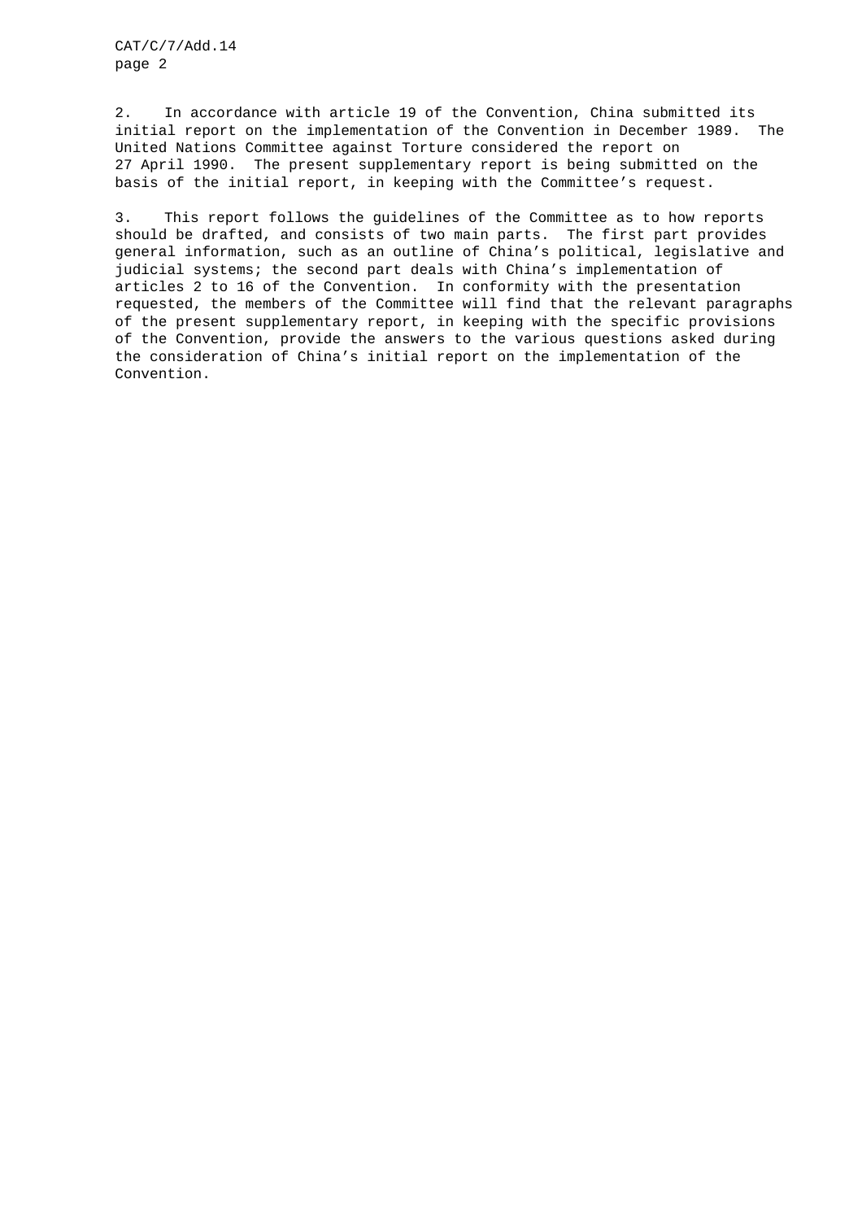2. In accordance with article 19 of the Convention, China submitted its initial report on the implementation of the Convention in December 1989. The United Nations Committee against Torture considered the report on 27 April 1990. The present supplementary report is being submitted on the basis of the initial report, in keeping with the Committee's request.

3. This report follows the guidelines of the Committee as to how reports should be drafted, and consists of two main parts. The first part provides general information, such as an outline of China's political, legislative and judicial systems; the second part deals with China's implementation of articles 2 to 16 of the Convention. In conformity with the presentation requested, the members of the Committee will find that the relevant paragraphs of the present supplementary report, in keeping with the specific provisions of the Convention, provide the answers to the various questions asked during the consideration of China's initial report on the implementation of the Convention.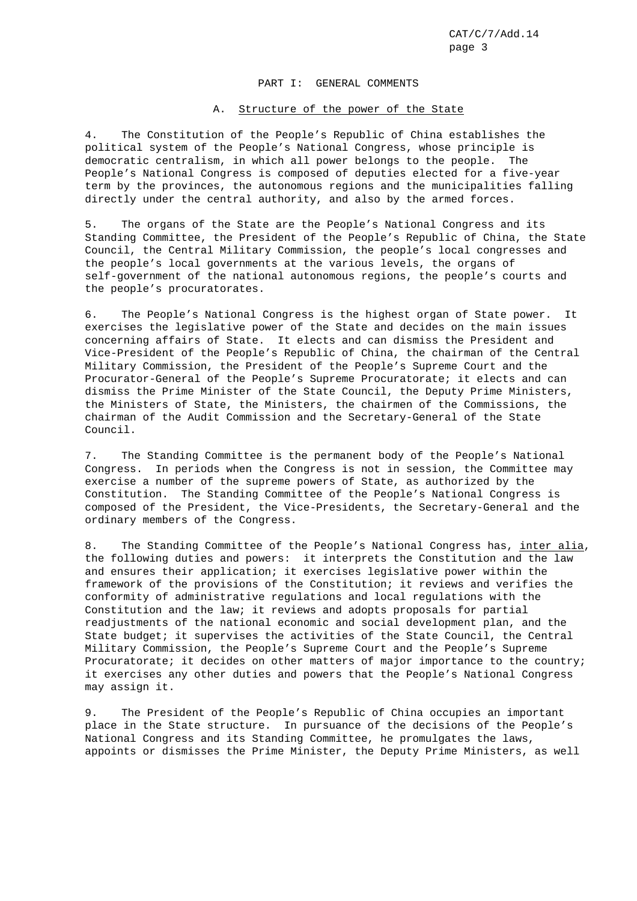# PART I: GENERAL COMMENTS

## A. Structure of the power of the State

4. The Constitution of the People's Republic of China establishes the political system of the People's National Congress, whose principle is democratic centralism, in which all power belongs to the people. The People's National Congress is composed of deputies elected for a five-year term by the provinces, the autonomous regions and the municipalities falling directly under the central authority, and also by the armed forces.

5. The organs of the State are the People's National Congress and its Standing Committee, the President of the People's Republic of China, the State Council, the Central Military Commission, the people's local congresses and the people's local governments at the various levels, the organs of self-government of the national autonomous regions, the people's courts and the people's procuratorates.

6. The People's National Congress is the highest organ of State power. It exercises the legislative power of the State and decides on the main issues concerning affairs of State. It elects and can dismiss the President and Vice-President of the People's Republic of China, the chairman of the Central Military Commission, the President of the People's Supreme Court and the Procurator-General of the People's Supreme Procuratorate; it elects and can dismiss the Prime Minister of the State Council, the Deputy Prime Ministers, the Ministers of State, the Ministers, the chairmen of the Commissions, the chairman of the Audit Commission and the Secretary-General of the State Council.

7. The Standing Committee is the permanent body of the People's National Congress. In periods when the Congress is not in session, the Committee may exercise a number of the supreme powers of State, as authorized by the Constitution. The Standing Committee of the People's National Congress is composed of the President, the Vice-Presidents, the Secretary-General and the ordinary members of the Congress.

8. The Standing Committee of the People's National Congress has, inter alia, the following duties and powers: it interprets the Constitution and the law and ensures their application; it exercises legislative power within the framework of the provisions of the Constitution; it reviews and verifies the conformity of administrative regulations and local regulations with the Constitution and the law; it reviews and adopts proposals for partial readjustments of the national economic and social development plan, and the State budget; it supervises the activities of the State Council, the Central Military Commission, the People's Supreme Court and the People's Supreme Procuratorate; it decides on other matters of major importance to the country; it exercises any other duties and powers that the People's National Congress may assign it.

9. The President of the People's Republic of China occupies an important place in the State structure. In pursuance of the decisions of the People's National Congress and its Standing Committee, he promulgates the laws, appoints or dismisses the Prime Minister, the Deputy Prime Ministers, as well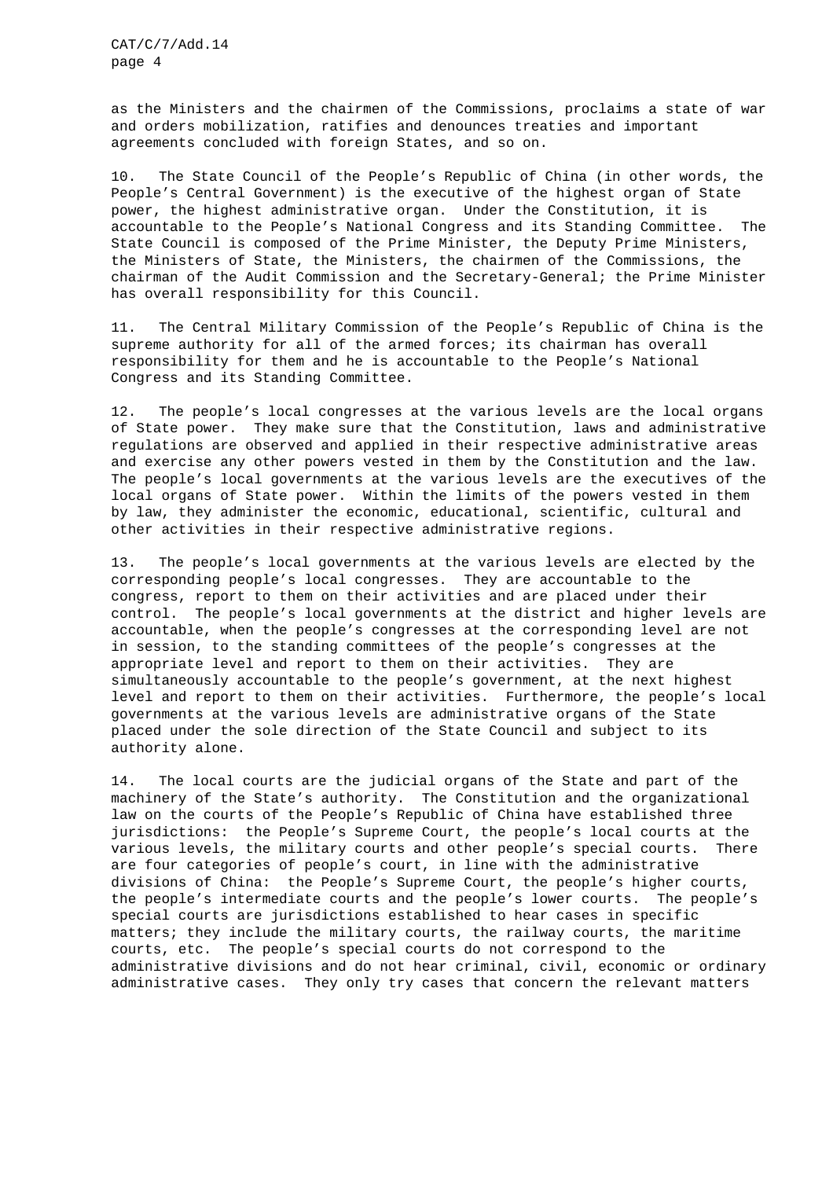as the Ministers and the chairmen of the Commissions, proclaims a state of war and orders mobilization, ratifies and denounces treaties and important agreements concluded with foreign States, and so on.

10. The State Council of the People's Republic of China (in other words, the People's Central Government) is the executive of the highest organ of State power, the highest administrative organ. Under the Constitution, it is accountable to the People's National Congress and its Standing Committee. The State Council is composed of the Prime Minister, the Deputy Prime Ministers, the Ministers of State, the Ministers, the chairmen of the Commissions, the chairman of the Audit Commission and the Secretary-General; the Prime Minister has overall responsibility for this Council.

11. The Central Military Commission of the People's Republic of China is the supreme authority for all of the armed forces; its chairman has overall responsibility for them and he is accountable to the People's National Congress and its Standing Committee.

12. The people's local congresses at the various levels are the local organs of State power. They make sure that the Constitution, laws and administrative regulations are observed and applied in their respective administrative areas and exercise any other powers vested in them by the Constitution and the law. The people's local governments at the various levels are the executives of the local organs of State power. Within the limits of the powers vested in them by law, they administer the economic, educational, scientific, cultural and other activities in their respective administrative regions.

13. The people's local governments at the various levels are elected by the corresponding people's local congresses. They are accountable to the congress, report to them on their activities and are placed under their control. The people's local governments at the district and higher levels are accountable, when the people's congresses at the corresponding level are not in session, to the standing committees of the people's congresses at the appropriate level and report to them on their activities. They are simultaneously accountable to the people's government, at the next highest level and report to them on their activities. Furthermore, the people's local governments at the various levels are administrative organs of the State placed under the sole direction of the State Council and subject to its authority alone.

14. The local courts are the judicial organs of the State and part of the machinery of the State's authority. The Constitution and the organizational law on the courts of the People's Republic of China have established three jurisdictions: the People's Supreme Court, the people's local courts at the various levels, the military courts and other people's special courts. There are four categories of people's court, in line with the administrative divisions of China: the People's Supreme Court, the people's higher courts, the people's intermediate courts and the people's lower courts. The people's special courts are jurisdictions established to hear cases in specific matters; they include the military courts, the railway courts, the maritime courts, etc. The people's special courts do not correspond to the administrative divisions and do not hear criminal, civil, economic or ordinary administrative cases. They only try cases that concern the relevant matters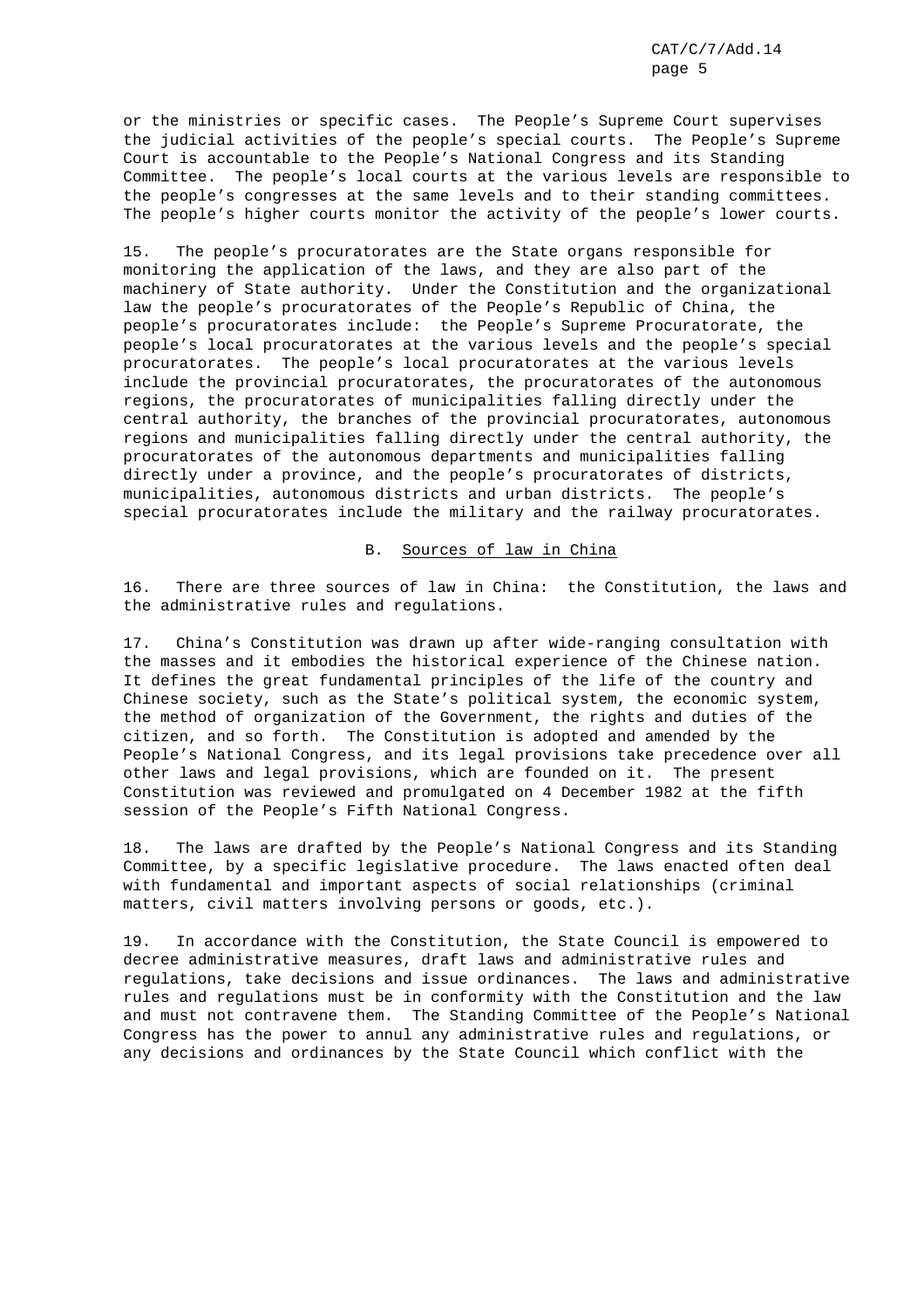or the ministries or specific cases. The People's Supreme Court supervises the judicial activities of the people's special courts. The People's Supreme Court is accountable to the People's National Congress and its Standing Committee. The people's local courts at the various levels are responsible to the people's congresses at the same levels and to their standing committees. The people's higher courts monitor the activity of the people's lower courts.

15. The people's procuratorates are the State organs responsible for monitoring the application of the laws, and they are also part of the machinery of State authority. Under the Constitution and the organizational law the people's procuratorates of the People's Republic of China, the people's procuratorates include: the People's Supreme Procuratorate, the people's local procuratorates at the various levels and the people's special procuratorates. The people's local procuratorates at the various levels include the provincial procuratorates, the procuratorates of the autonomous regions, the procuratorates of municipalities falling directly under the central authority, the branches of the provincial procuratorates, autonomous regions and municipalities falling directly under the central authority, the procuratorates of the autonomous departments and municipalities falling directly under a province, and the people's procuratorates of districts, municipalities, autonomous districts and urban districts. The people's special procuratorates include the military and the railway procuratorates.

## B. Sources of law in China

16. There are three sources of law in China: the Constitution, the laws and the administrative rules and regulations.

17. China's Constitution was drawn up after wide-ranging consultation with the masses and it embodies the historical experience of the Chinese nation. It defines the great fundamental principles of the life of the country and Chinese society, such as the State's political system, the economic system, the method of organization of the Government, the rights and duties of the citizen, and so forth. The Constitution is adopted and amended by the People's National Congress, and its legal provisions take precedence over all other laws and legal provisions, which are founded on it. The present Constitution was reviewed and promulgated on 4 December 1982 at the fifth session of the People's Fifth National Congress.

18. The laws are drafted by the People's National Congress and its Standing Committee, by a specific legislative procedure. The laws enacted often deal with fundamental and important aspects of social relationships (criminal matters, civil matters involving persons or goods, etc.).

19. In accordance with the Constitution, the State Council is empowered to decree administrative measures, draft laws and administrative rules and regulations, take decisions and issue ordinances. The laws and administrative rules and regulations must be in conformity with the Constitution and the law and must not contravene them. The Standing Committee of the People's National Congress has the power to annul any administrative rules and regulations, or any decisions and ordinances by the State Council which conflict with the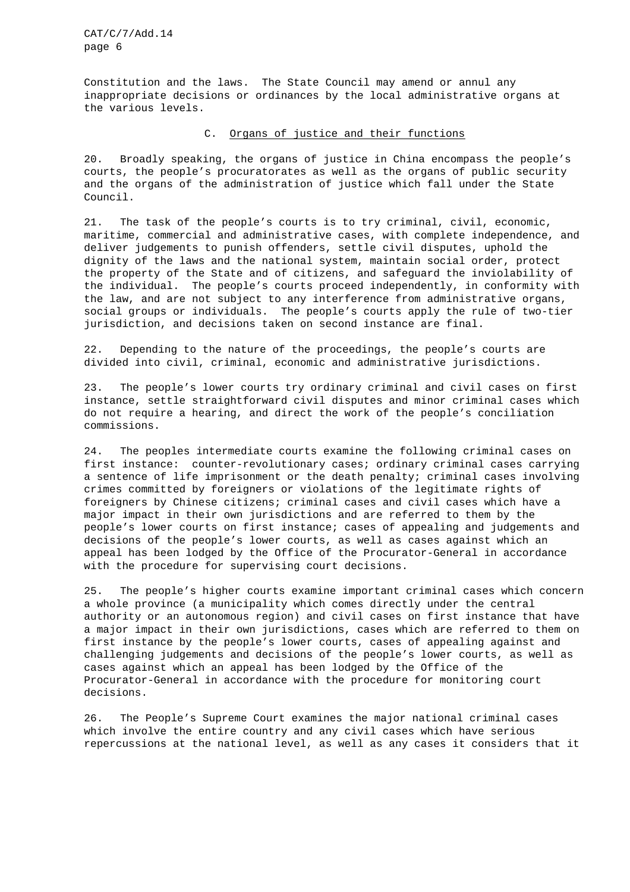Constitution and the laws. The State Council may amend or annul any inappropriate decisions or ordinances by the local administrative organs at the various levels.

### C. Organs of justice and their functions

20. Broadly speaking, the organs of justice in China encompass the people's courts, the people's procuratorates as well as the organs of public security and the organs of the administration of justice which fall under the State Council.

21. The task of the people's courts is to try criminal, civil, economic, maritime, commercial and administrative cases, with complete independence, and deliver judgements to punish offenders, settle civil disputes, uphold the dignity of the laws and the national system, maintain social order, protect the property of the State and of citizens, and safeguard the inviolability of the individual. The people's courts proceed independently, in conformity with the law, and are not subject to any interference from administrative organs, social groups or individuals. The people's courts apply the rule of two-tier jurisdiction, and decisions taken on second instance are final.

22. Depending to the nature of the proceedings, the people's courts are divided into civil, criminal, economic and administrative jurisdictions.

23. The people's lower courts try ordinary criminal and civil cases on first instance, settle straightforward civil disputes and minor criminal cases which do not require a hearing, and direct the work of the people's conciliation commissions.

24. The peoples intermediate courts examine the following criminal cases on first instance: counter-revolutionary cases; ordinary criminal cases carrying a sentence of life imprisonment or the death penalty; criminal cases involving crimes committed by foreigners or violations of the legitimate rights of foreigners by Chinese citizens; criminal cases and civil cases which have a major impact in their own jurisdictions and are referred to them by the people's lower courts on first instance; cases of appealing and judgements and decisions of the people's lower courts, as well as cases against which an appeal has been lodged by the Office of the Procurator-General in accordance with the procedure for supervising court decisions.

25. The people's higher courts examine important criminal cases which concern a whole province (a municipality which comes directly under the central authority or an autonomous region) and civil cases on first instance that have a major impact in their own jurisdictions, cases which are referred to them on first instance by the people's lower courts, cases of appealing against and challenging judgements and decisions of the people's lower courts, as well as cases against which an appeal has been lodged by the Office of the Procurator-General in accordance with the procedure for monitoring court decisions.

26. The People's Supreme Court examines the major national criminal cases which involve the entire country and any civil cases which have serious repercussions at the national level, as well as any cases it considers that it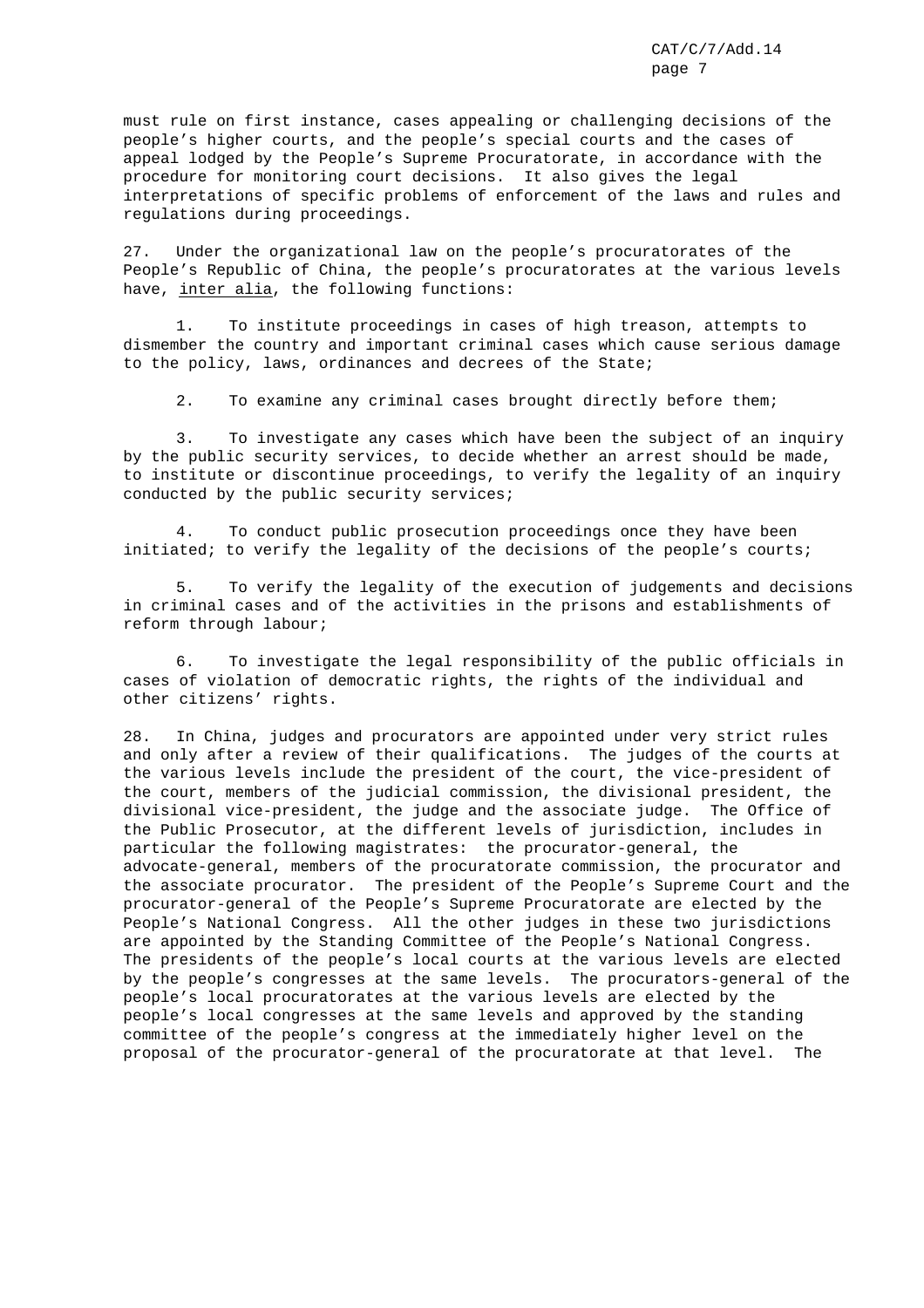must rule on first instance, cases appealing or challenging decisions of the people's higher courts, and the people's special courts and the cases of appeal lodged by the People's Supreme Procuratorate, in accordance with the procedure for monitoring court decisions. It also gives the legal interpretations of specific problems of enforcement of the laws and rules and regulations during proceedings.

27. Under the organizational law on the people's procuratorates of the People's Republic of China, the people's procuratorates at the various levels have, inter alia, the following functions:

1. To institute proceedings in cases of high treason, attempts to dismember the country and important criminal cases which cause serious damage to the policy, laws, ordinances and decrees of the State;

2. To examine any criminal cases brought directly before them;

3. To investigate any cases which have been the subject of an inquiry by the public security services, to decide whether an arrest should be made, to institute or discontinue proceedings, to verify the legality of an inquiry conducted by the public security services;

4. To conduct public prosecution proceedings once they have been initiated; to verify the legality of the decisions of the people's courts;

5. To verify the legality of the execution of judgements and decisions in criminal cases and of the activities in the prisons and establishments of reform through labour;

6. To investigate the legal responsibility of the public officials in cases of violation of democratic rights, the rights of the individual and other citizens' rights.

28. In China, judges and procurators are appointed under very strict rules and only after a review of their qualifications. The judges of the courts at the various levels include the president of the court, the vice-president of the court, members of the judicial commission, the divisional president, the divisional vice-president, the judge and the associate judge. The Office of the Public Prosecutor, at the different levels of jurisdiction, includes in particular the following magistrates: the procurator-general, the advocate-general, members of the procuratorate commission, the procurator and the associate procurator. The president of the People's Supreme Court and the procurator-general of the People's Supreme Procuratorate are elected by the People's National Congress. All the other judges in these two jurisdictions are appointed by the Standing Committee of the People's National Congress. The presidents of the people's local courts at the various levels are elected by the people's congresses at the same levels. The procurators-general of the people's local procuratorates at the various levels are elected by the people's local congresses at the same levels and approved by the standing committee of the people's congress at the immediately higher level on the proposal of the procurator-general of the procuratorate at that level. The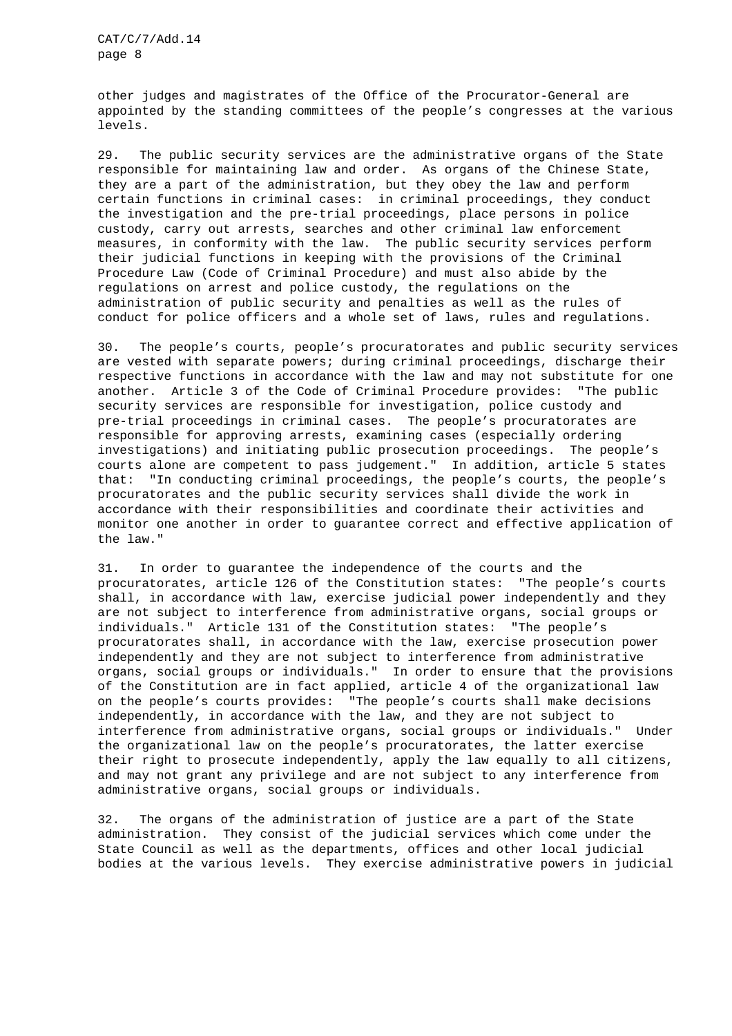other judges and magistrates of the Office of the Procurator-General are appointed by the standing committees of the people's congresses at the various levels.

29. The public security services are the administrative organs of the State responsible for maintaining law and order. As organs of the Chinese State, they are a part of the administration, but they obey the law and perform certain functions in criminal cases: in criminal proceedings, they conduct the investigation and the pre-trial proceedings, place persons in police custody, carry out arrests, searches and other criminal law enforcement measures, in conformity with the law. The public security services perform their judicial functions in keeping with the provisions of the Criminal Procedure Law (Code of Criminal Procedure) and must also abide by the regulations on arrest and police custody, the regulations on the administration of public security and penalties as well as the rules of conduct for police officers and a whole set of laws, rules and regulations.

30. The people's courts, people's procuratorates and public security services are vested with separate powers; during criminal proceedings, discharge their respective functions in accordance with the law and may not substitute for one another. Article 3 of the Code of Criminal Procedure provides: "The public security services are responsible for investigation, police custody and pre-trial proceedings in criminal cases. The people's procuratorates are responsible for approving arrests, examining cases (especially ordering investigations) and initiating public prosecution proceedings. The people's courts alone are competent to pass judgement." In addition, article 5 states that: "In conducting criminal proceedings, the people's courts, the people's procuratorates and the public security services shall divide the work in accordance with their responsibilities and coordinate their activities and monitor one another in order to guarantee correct and effective application of the law."

31. In order to guarantee the independence of the courts and the procuratorates, article 126 of the Constitution states: "The people's courts shall, in accordance with law, exercise judicial power independently and they are not subject to interference from administrative organs, social groups or individuals." Article 131 of the Constitution states: "The people's procuratorates shall, in accordance with the law, exercise prosecution power independently and they are not subject to interference from administrative organs, social groups or individuals." In order to ensure that the provisions of the Constitution are in fact applied, article 4 of the organizational law on the people's courts provides: "The people's courts shall make decisions independently, in accordance with the law, and they are not subject to interference from administrative organs, social groups or individuals." Under the organizational law on the people's procuratorates, the latter exercise their right to prosecute independently, apply the law equally to all citizens, and may not grant any privilege and are not subject to any interference from administrative organs, social groups or individuals.

32. The organs of the administration of justice are a part of the State administration. They consist of the judicial services which come under the State Council as well as the departments, offices and other local judicial bodies at the various levels. They exercise administrative powers in judicial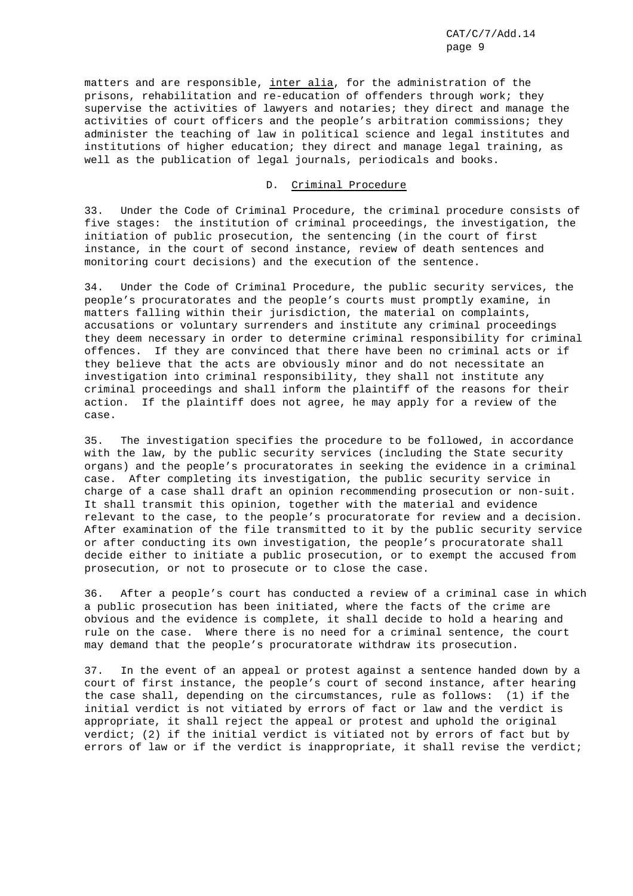matters and are responsible, *inter alia*, for the administration of the prisons, rehabilitation and re-education of offenders through work; they supervise the activities of lawyers and notaries; they direct and manage the activities of court officers and the people's arbitration commissions; they administer the teaching of law in political science and legal institutes and institutions of higher education; they direct and manage legal training, as well as the publication of legal journals, periodicals and books.

### D. Criminal Procedure

33. Under the Code of Criminal Procedure, the criminal procedure consists of five stages: the institution of criminal proceedings, the investigation, the initiation of public prosecution, the sentencing (in the court of first instance, in the court of second instance, review of death sentences and monitoring court decisions) and the execution of the sentence.

34. Under the Code of Criminal Procedure, the public security services, the people's procuratorates and the people's courts must promptly examine, in matters falling within their jurisdiction, the material on complaints, accusations or voluntary surrenders and institute any criminal proceedings they deem necessary in order to determine criminal responsibility for criminal offences. If they are convinced that there have been no criminal acts or if they believe that the acts are obviously minor and do not necessitate an investigation into criminal responsibility, they shall not institute any criminal proceedings and shall inform the plaintiff of the reasons for their action. If the plaintiff does not agree, he may apply for a review of the case.

35. The investigation specifies the procedure to be followed, in accordance with the law, by the public security services (including the State security organs) and the people's procuratorates in seeking the evidence in a criminal case. After completing its investigation, the public security service in charge of a case shall draft an opinion recommending prosecution or non-suit. It shall transmit this opinion, together with the material and evidence relevant to the case, to the people's procuratorate for review and a decision. After examination of the file transmitted to it by the public security service or after conducting its own investigation, the people's procuratorate shall decide either to initiate a public prosecution, or to exempt the accused from prosecution, or not to prosecute or to close the case.

36. After a people's court has conducted a review of a criminal case in which a public prosecution has been initiated, where the facts of the crime are obvious and the evidence is complete, it shall decide to hold a hearing and rule on the case. Where there is no need for a criminal sentence, the court may demand that the people's procuratorate withdraw its prosecution.

37. In the event of an appeal or protest against a sentence handed down by a court of first instance, the people's court of second instance, after hearing the case shall, depending on the circumstances, rule as follows: (1) if the initial verdict is not vitiated by errors of fact or law and the verdict is appropriate, it shall reject the appeal or protest and uphold the original verdict; (2) if the initial verdict is vitiated not by errors of fact but by errors of law or if the verdict is inappropriate, it shall revise the verdict;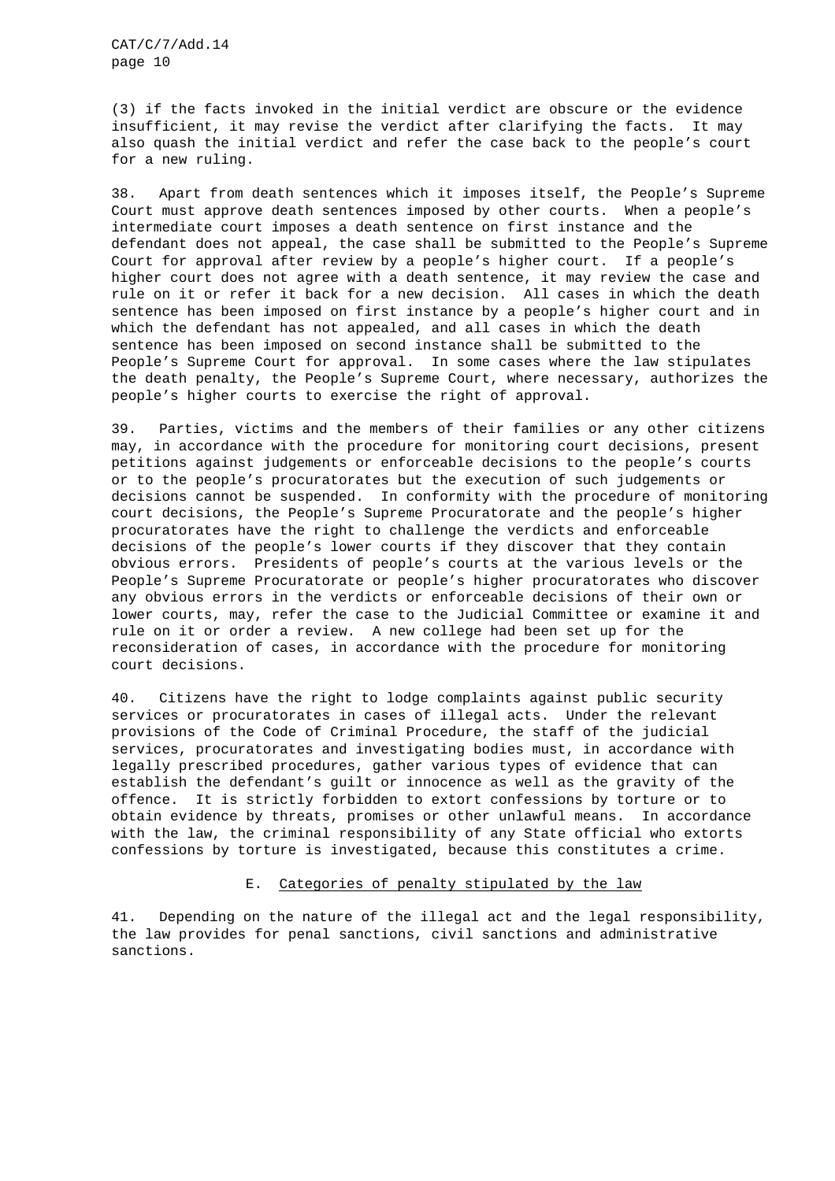(3) if the facts invoked in the initial verdict are obscure or the evidence insufficient, it may revise the verdict after clarifying the facts. It may also quash the initial verdict and refer the case back to the people's court for a new ruling.

38. Apart from death sentences which it imposes itself, the People's Supreme Court must approve death sentences imposed by other courts. When a people's intermediate court imposes a death sentence on first instance and the defendant does not appeal, the case shall be submitted to the People's Supreme Court for approval after review by a people's higher court. If a people's higher court does not agree with a death sentence, it may review the case and rule on it or refer it back for a new decision. All cases in which the death sentence has been imposed on first instance by a people's higher court and in which the defendant has not appealed, and all cases in which the death sentence has been imposed on second instance shall be submitted to the People's Supreme Court for approval. In some cases where the law stipulates the death penalty, the People's Supreme Court, where necessary, authorizes the people's higher courts to exercise the right of approval.

39. Parties, victims and the members of their families or any other citizens may, in accordance with the procedure for monitoring court decisions, present petitions against judgements or enforceable decisions to the people's courts or to the people's procuratorates but the execution of such judgements or decisions cannot be suspended. In conformity with the procedure of monitoring court decisions, the People's Supreme Procuratorate and the people's higher procuratorates have the right to challenge the verdicts and enforceable decisions of the people's lower courts if they discover that they contain obvious errors. Presidents of people's courts at the various levels or the People's Supreme Procuratorate or people's higher procuratorates who discover any obvious errors in the verdicts or enforceable decisions of their own or lower courts, may, refer the case to the Judicial Committee or examine it and rule on it or order a review. A new college had been set up for the reconsideration of cases, in accordance with the procedure for monitoring court decisions.

40. Citizens have the right to lodge complaints against public security services or procuratorates in cases of illegal acts. Under the relevant provisions of the Code of Criminal Procedure, the staff of the judicial services, procuratorates and investigating bodies must, in accordance with legally prescribed procedures, gather various types of evidence that can establish the defendant's guilt or innocence as well as the gravity of the offence. It is strictly forbidden to extort confessions by torture or to obtain evidence by threats, promises or other unlawful means. In accordance with the law, the criminal responsibility of any State official who extorts confessions by torture is investigated, because this constitutes a crime.

## E. Categories of penalty stipulated by the law

41. Depending on the nature of the illegal act and the legal responsibility, the law provides for penal sanctions, civil sanctions and administrative sanctions.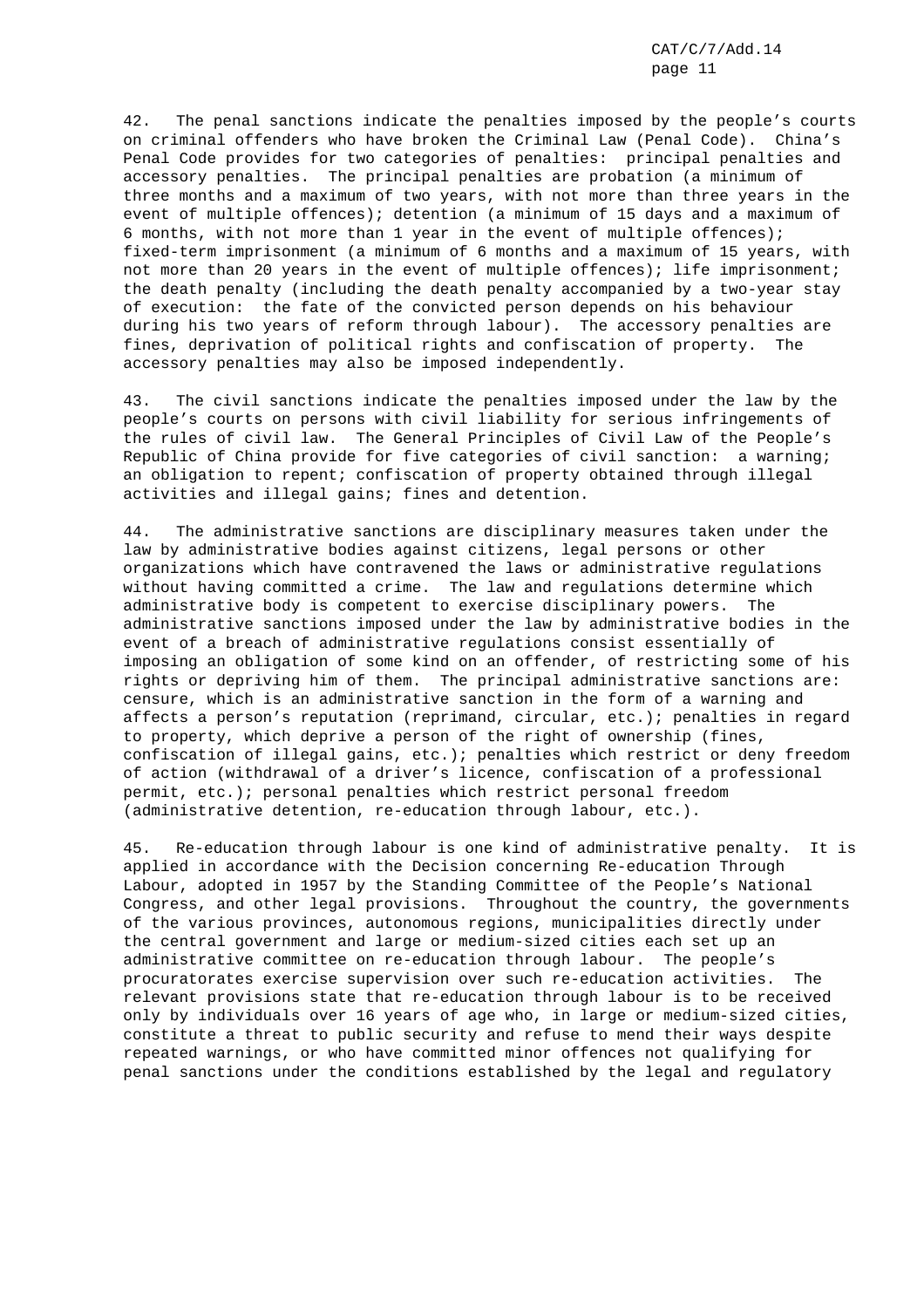42. The penal sanctions indicate the penalties imposed by the people's courts on criminal offenders who have broken the Criminal Law (Penal Code). China's Penal Code provides for two categories of penalties: principal penalties and accessory penalties. The principal penalties are probation (a minimum of three months and a maximum of two years, with not more than three years in the event of multiple offences); detention (a minimum of 15 days and a maximum of 6 months, with not more than 1 year in the event of multiple offences); fixed-term imprisonment (a minimum of 6 months and a maximum of 15 years, with not more than 20 years in the event of multiple offences); life imprisonment; the death penalty (including the death penalty accompanied by a two-year stay of execution: the fate of the convicted person depends on his behaviour during his two years of reform through labour). The accessory penalties are fines, deprivation of political rights and confiscation of property. The accessory penalties may also be imposed independently.

43. The civil sanctions indicate the penalties imposed under the law by the people's courts on persons with civil liability for serious infringements of the rules of civil law. The General Principles of Civil Law of the People's Republic of China provide for five categories of civil sanction: a warning; an obligation to repent; confiscation of property obtained through illegal activities and illegal gains; fines and detention.

44. The administrative sanctions are disciplinary measures taken under the law by administrative bodies against citizens, legal persons or other organizations which have contravened the laws or administrative regulations without having committed a crime. The law and regulations determine which administrative body is competent to exercise disciplinary powers. The administrative sanctions imposed under the law by administrative bodies in the event of a breach of administrative regulations consist essentially of imposing an obligation of some kind on an offender, of restricting some of his rights or depriving him of them. The principal administrative sanctions are: censure, which is an administrative sanction in the form of a warning and affects a person's reputation (reprimand, circular, etc.); penalties in regard to property, which deprive a person of the right of ownership (fines, confiscation of illegal gains, etc.); penalties which restrict or deny freedom of action (withdrawal of a driver's licence, confiscation of a professional permit, etc.); personal penalties which restrict personal freedom (administrative detention, re-education through labour, etc.).

45. Re-education through labour is one kind of administrative penalty. It is applied in accordance with the Decision concerning Re-education Through Labour, adopted in 1957 by the Standing Committee of the People's National Congress, and other legal provisions. Throughout the country, the governments of the various provinces, autonomous regions, municipalities directly under the central government and large or medium-sized cities each set up an administrative committee on re-education through labour. The people's procuratorates exercise supervision over such re-education activities. The relevant provisions state that re-education through labour is to be received only by individuals over 16 years of age who, in large or medium-sized cities, constitute a threat to public security and refuse to mend their ways despite repeated warnings, or who have committed minor offences not qualifying for penal sanctions under the conditions established by the legal and regulatory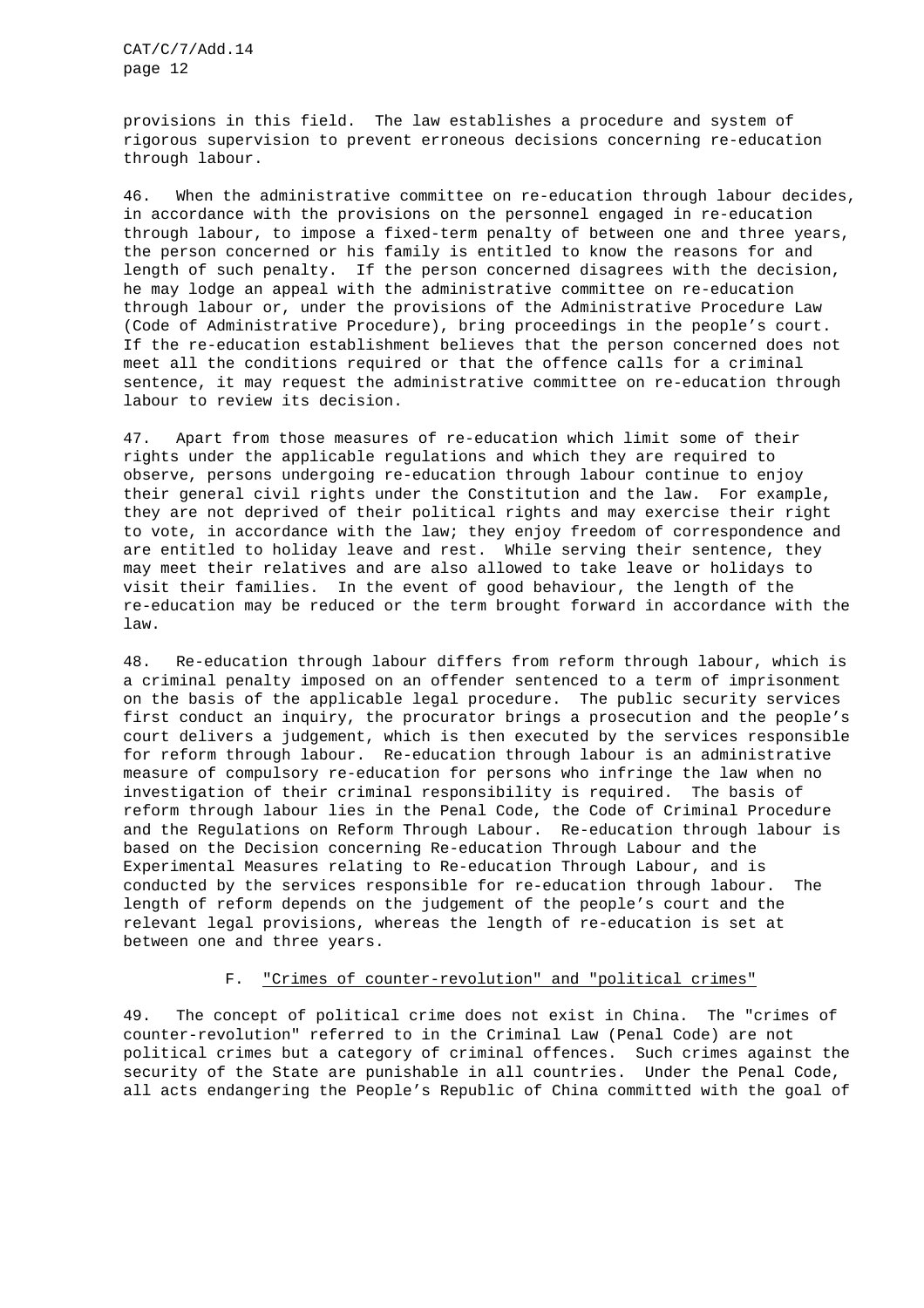provisions in this field. The law establishes a procedure and system of rigorous supervision to prevent erroneous decisions concerning re-education through labour.

46. When the administrative committee on re-education through labour decides, in accordance with the provisions on the personnel engaged in re-education through labour, to impose a fixed-term penalty of between one and three years, the person concerned or his family is entitled to know the reasons for and length of such penalty. If the person concerned disagrees with the decision, he may lodge an appeal with the administrative committee on re-education through labour or, under the provisions of the Administrative Procedure Law (Code of Administrative Procedure), bring proceedings in the people's court. If the re-education establishment believes that the person concerned does not meet all the conditions required or that the offence calls for a criminal sentence, it may request the administrative committee on re-education through labour to review its decision.

47. Apart from those measures of re-education which limit some of their rights under the applicable regulations and which they are required to observe, persons undergoing re-education through labour continue to enjoy their general civil rights under the Constitution and the law. For example, they are not deprived of their political rights and may exercise their right to vote, in accordance with the law; they enjoy freedom of correspondence and are entitled to holiday leave and rest. While serving their sentence, they may meet their relatives and are also allowed to take leave or holidays to visit their families. In the event of good behaviour, the length of the re-education may be reduced or the term brought forward in accordance with the law.

48. Re-education through labour differs from reform through labour, which is a criminal penalty imposed on an offender sentenced to a term of imprisonment on the basis of the applicable legal procedure. The public security services first conduct an inquiry, the procurator brings a prosecution and the people's court delivers a judgement, which is then executed by the services responsible for reform through labour. Re-education through labour is an administrative measure of compulsory re-education for persons who infringe the law when no investigation of their criminal responsibility is required. The basis of reform through labour lies in the Penal Code, the Code of Criminal Procedure and the Regulations on Reform Through Labour. Re-education through labour is based on the Decision concerning Re-education Through Labour and the Experimental Measures relating to Re-education Through Labour, and is conducted by the services responsible for re-education through labour. The length of reform depends on the judgement of the people's court and the relevant legal provisions, whereas the length of re-education is set at between one and three years.

## F. "Crimes of counter-revolution" and "political crimes"

49. The concept of political crime does not exist in China. The "crimes of counter-revolution" referred to in the Criminal Law (Penal Code) are not political crimes but a category of criminal offences. Such crimes against the security of the State are punishable in all countries. Under the Penal Code, all acts endangering the People's Republic of China committed with the goal of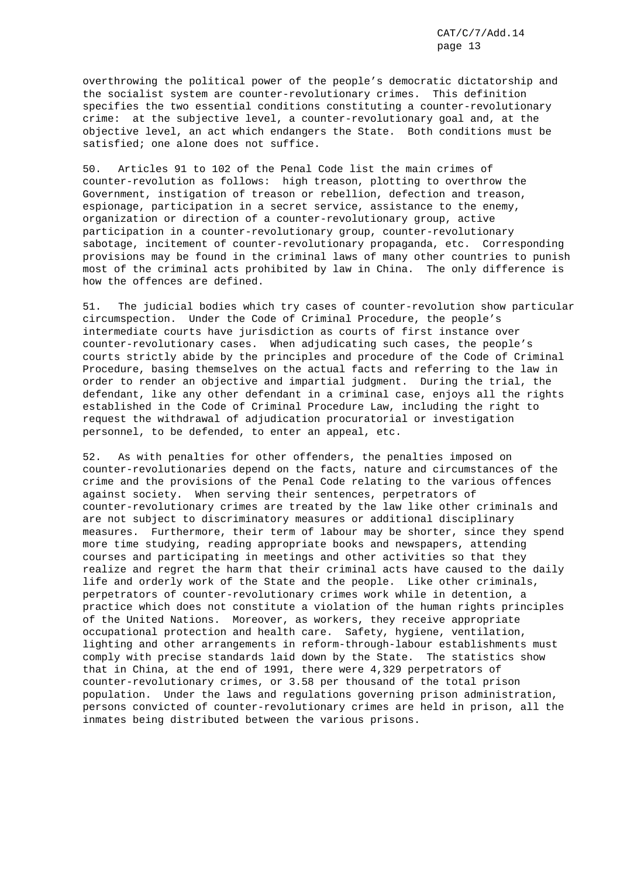overthrowing the political power of the people's democratic dictatorship and the socialist system are counter-revolutionary crimes. This definition specifies the two essential conditions constituting a counter-revolutionary crime: at the subjective level, a counter-revolutionary goal and, at the objective level, an act which endangers the State. Both conditions must be satisfied; one alone does not suffice.

50. Articles 91 to 102 of the Penal Code list the main crimes of counter-revolution as follows: high treason, plotting to overthrow the Government, instigation of treason or rebellion, defection and treason, espionage, participation in a secret service, assistance to the enemy, organization or direction of a counter-revolutionary group, active participation in a counter-revolutionary group, counter-revolutionary sabotage, incitement of counter-revolutionary propaganda, etc. Corresponding provisions may be found in the criminal laws of many other countries to punish most of the criminal acts prohibited by law in China. The only difference is how the offences are defined.

51. The judicial bodies which try cases of counter-revolution show particular circumspection. Under the Code of Criminal Procedure, the people's intermediate courts have jurisdiction as courts of first instance over counter-revolutionary cases. When adjudicating such cases, the people's courts strictly abide by the principles and procedure of the Code of Criminal Procedure, basing themselves on the actual facts and referring to the law in order to render an objective and impartial judgment. During the trial, the defendant, like any other defendant in a criminal case, enjoys all the rights established in the Code of Criminal Procedure Law, including the right to request the withdrawal of adjudication procuratorial or investigation personnel, to be defended, to enter an appeal, etc.

52. As with penalties for other offenders, the penalties imposed on counter-revolutionaries depend on the facts, nature and circumstances of the crime and the provisions of the Penal Code relating to the various offences against society. When serving their sentences, perpetrators of counter-revolutionary crimes are treated by the law like other criminals and are not subject to discriminatory measures or additional disciplinary measures. Furthermore, their term of labour may be shorter, since they spend more time studying, reading appropriate books and newspapers, attending courses and participating in meetings and other activities so that they realize and regret the harm that their criminal acts have caused to the daily life and orderly work of the State and the people. Like other criminals, perpetrators of counter-revolutionary crimes work while in detention, a practice which does not constitute a violation of the human rights principles of the United Nations. Moreover, as workers, they receive appropriate occupational protection and health care. Safety, hygiene, ventilation, lighting and other arrangements in reform-through-labour establishments must comply with precise standards laid down by the State. The statistics show that in China, at the end of 1991, there were 4,329 perpetrators of counter-revolutionary crimes, or 3.58 per thousand of the total prison population. Under the laws and regulations governing prison administration, persons convicted of counter-revolutionary crimes are held in prison, all the inmates being distributed between the various prisons.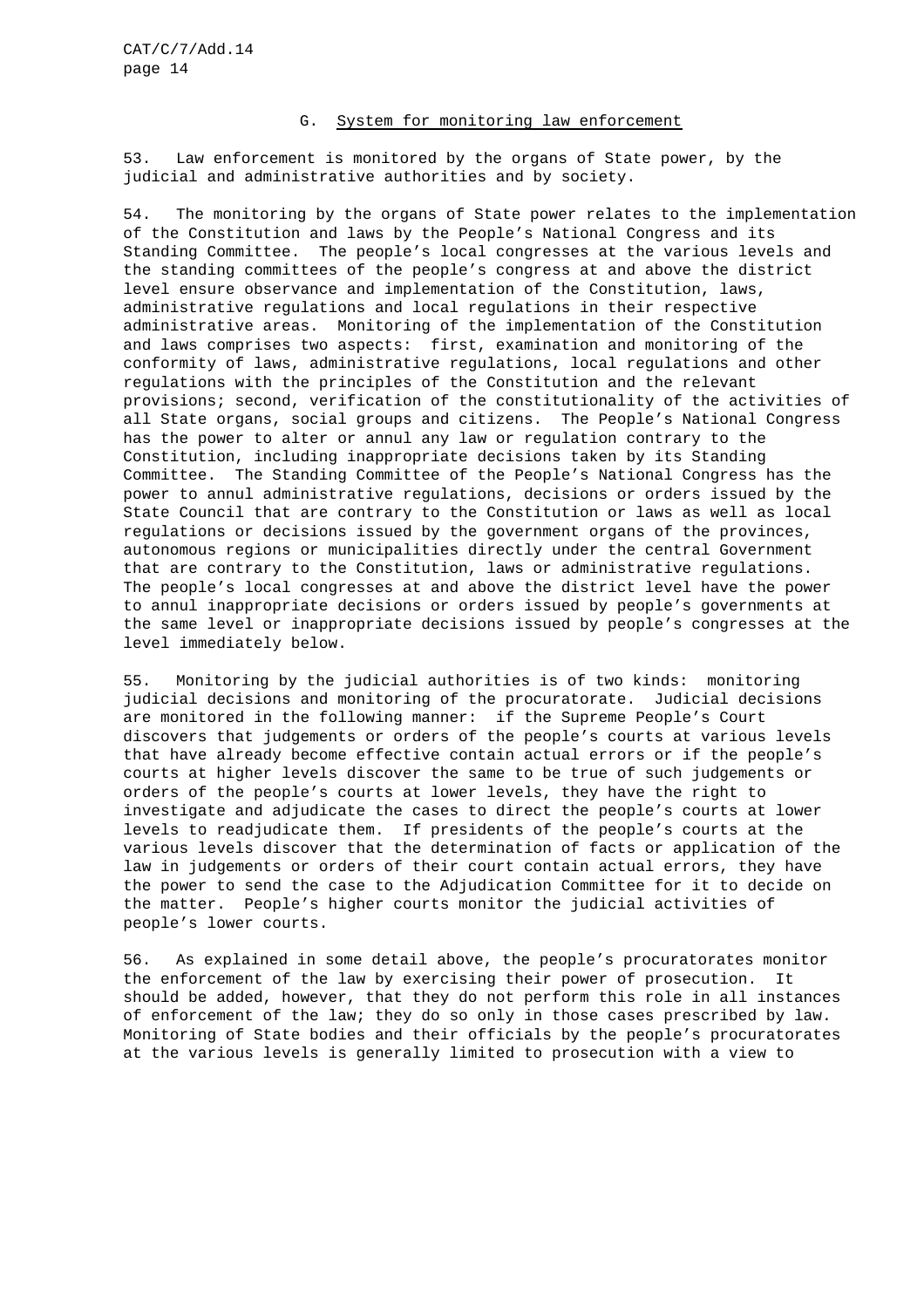## G. System for monitoring law enforcement

53. Law enforcement is monitored by the organs of State power, by the judicial and administrative authorities and by society.

54. The monitoring by the organs of State power relates to the implementation of the Constitution and laws by the People's National Congress and its Standing Committee. The people's local congresses at the various levels and the standing committees of the people's congress at and above the district level ensure observance and implementation of the Constitution, laws, administrative regulations and local regulations in their respective administrative areas. Monitoring of the implementation of the Constitution and laws comprises two aspects: first, examination and monitoring of the conformity of laws, administrative regulations, local regulations and other regulations with the principles of the Constitution and the relevant provisions; second, verification of the constitutionality of the activities of all State organs, social groups and citizens. The People's National Congress has the power to alter or annul any law or regulation contrary to the Constitution, including inappropriate decisions taken by its Standing Committee. The Standing Committee of the People's National Congress has the power to annul administrative regulations, decisions or orders issued by the State Council that are contrary to the Constitution or laws as well as local regulations or decisions issued by the government organs of the provinces, autonomous regions or municipalities directly under the central Government that are contrary to the Constitution, laws or administrative regulations. The people's local congresses at and above the district level have the power to annul inappropriate decisions or orders issued by people's governments at the same level or inappropriate decisions issued by people's congresses at the level immediately below.

55. Monitoring by the judicial authorities is of two kinds: monitoring judicial decisions and monitoring of the procuratorate. Judicial decisions are monitored in the following manner: if the Supreme People's Court discovers that judgements or orders of the people's courts at various levels that have already become effective contain actual errors or if the people's courts at higher levels discover the same to be true of such judgements or orders of the people's courts at lower levels, they have the right to investigate and adjudicate the cases to direct the people's courts at lower levels to readjudicate them. If presidents of the people's courts at the various levels discover that the determination of facts or application of the law in judgements or orders of their court contain actual errors, they have the power to send the case to the Adjudication Committee for it to decide on the matter. People's higher courts monitor the judicial activities of people's lower courts.

56. As explained in some detail above, the people's procuratorates monitor the enforcement of the law by exercising their power of prosecution. It should be added, however, that they do not perform this role in all instances of enforcement of the law; they do so only in those cases prescribed by law. Monitoring of State bodies and their officials by the people's procuratorates at the various levels is generally limited to prosecution with a view to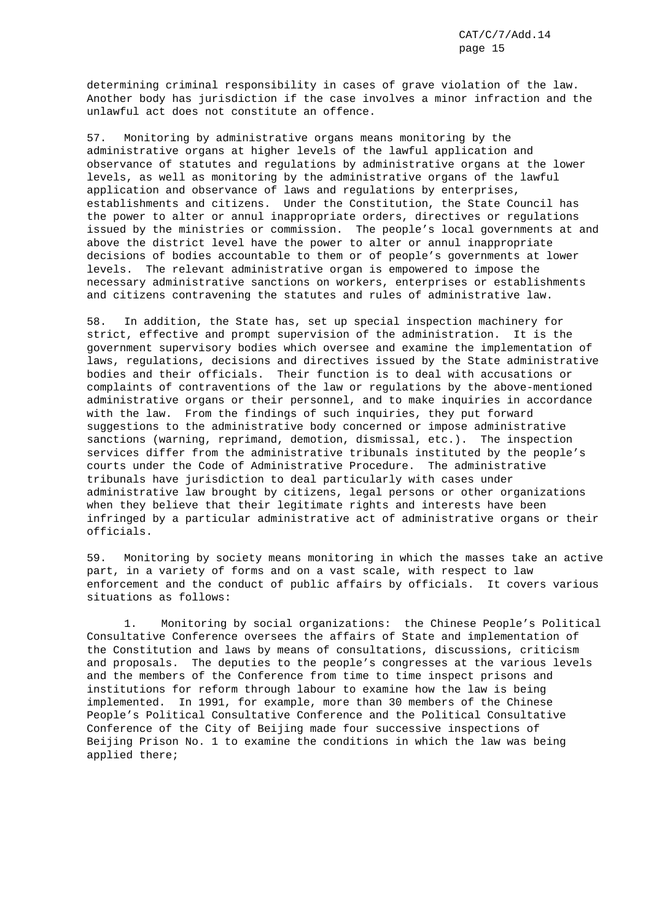determining criminal responsibility in cases of grave violation of the law. Another body has jurisdiction if the case involves a minor infraction and the unlawful act does not constitute an offence.

57. Monitoring by administrative organs means monitoring by the administrative organs at higher levels of the lawful application and observance of statutes and regulations by administrative organs at the lower levels, as well as monitoring by the administrative organs of the lawful application and observance of laws and regulations by enterprises, establishments and citizens. Under the Constitution, the State Council has the power to alter or annul inappropriate orders, directives or regulations issued by the ministries or commission. The people's local governments at and above the district level have the power to alter or annul inappropriate decisions of bodies accountable to them or of people's governments at lower levels. The relevant administrative organ is empowered to impose the necessary administrative sanctions on workers, enterprises or establishments and citizens contravening the statutes and rules of administrative law.

58. In addition, the State has, set up special inspection machinery for strict, effective and prompt supervision of the administration. It is the government supervisory bodies which oversee and examine the implementation of laws, regulations, decisions and directives issued by the State administrative bodies and their officials. Their function is to deal with accusations or complaints of contraventions of the law or regulations by the above-mentioned administrative organs or their personnel, and to make inquiries in accordance with the law. From the findings of such inquiries, they put forward suggestions to the administrative body concerned or impose administrative sanctions (warning, reprimand, demotion, dismissal, etc.). The inspection services differ from the administrative tribunals instituted by the people's courts under the Code of Administrative Procedure. The administrative tribunals have jurisdiction to deal particularly with cases under administrative law brought by citizens, legal persons or other organizations when they believe that their legitimate rights and interests have been infringed by a particular administrative act of administrative organs or their officials.

59. Monitoring by society means monitoring in which the masses take an active part, in a variety of forms and on a vast scale, with respect to law enforcement and the conduct of public affairs by officials. It covers various situations as follows:

1. Monitoring by social organizations: the Chinese People's Political Consultative Conference oversees the affairs of State and implementation of the Constitution and laws by means of consultations, discussions, criticism and proposals. The deputies to the people's congresses at the various levels and the members of the Conference from time to time inspect prisons and institutions for reform through labour to examine how the law is being implemented. In 1991, for example, more than 30 members of the Chinese People's Political Consultative Conference and the Political Consultative Conference of the City of Beijing made four successive inspections of Beijing Prison No. 1 to examine the conditions in which the law was being applied there;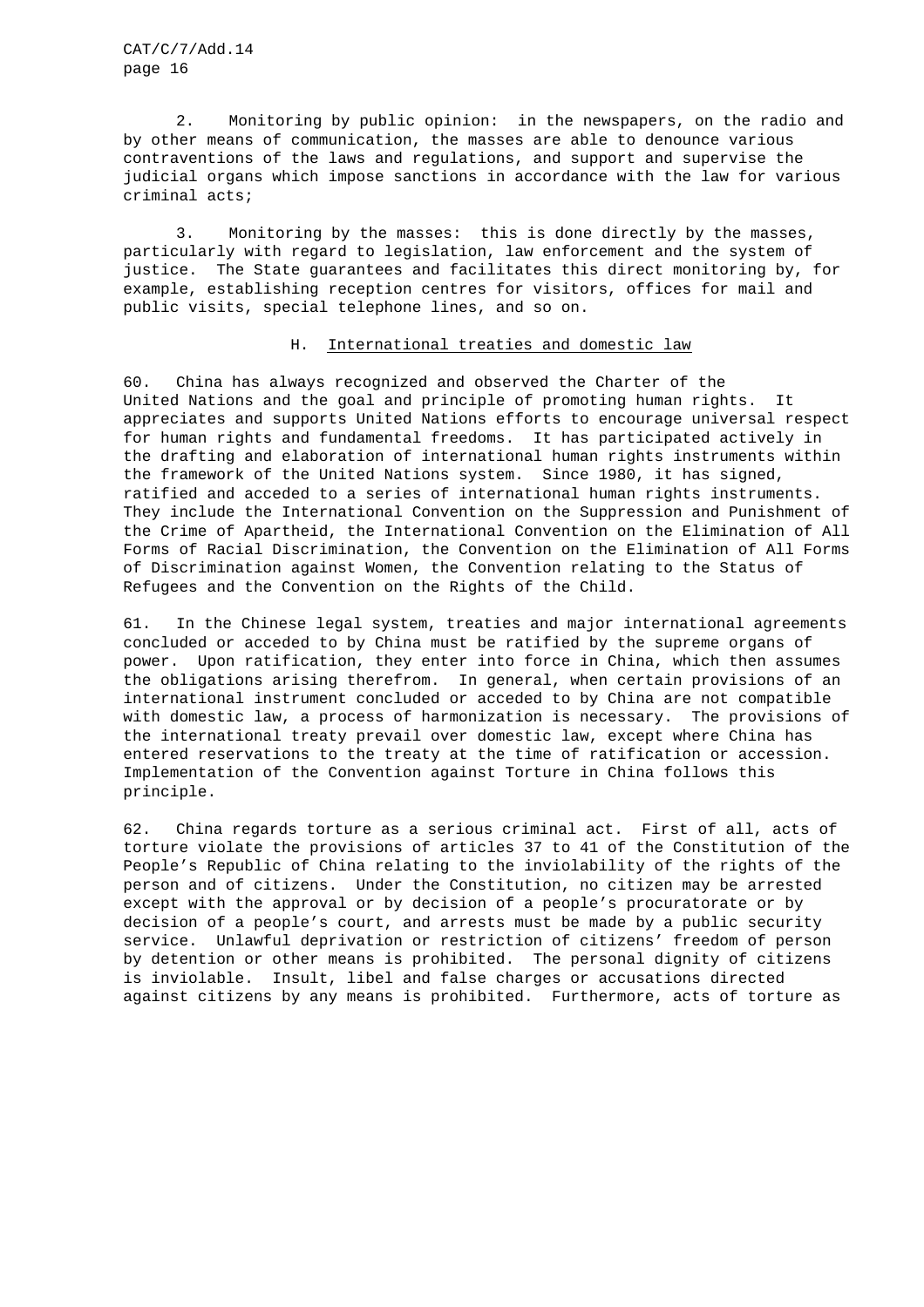2. Monitoring by public opinion: in the newspapers, on the radio and by other means of communication, the masses are able to denounce various contraventions of the laws and regulations, and support and supervise the judicial organs which impose sanctions in accordance with the law for various criminal acts;

3. Monitoring by the masses: this is done directly by the masses, particularly with regard to legislation, law enforcement and the system of justice. The State guarantees and facilitates this direct monitoring by, for example, establishing reception centres for visitors, offices for mail and public visits, special telephone lines, and so on.

### H. International treaties and domestic law

60. China has always recognized and observed the Charter of the United Nations and the goal and principle of promoting human rights. It appreciates and supports United Nations efforts to encourage universal respect for human rights and fundamental freedoms. It has participated actively in the drafting and elaboration of international human rights instruments within the framework of the United Nations system. Since 1980, it has signed, ratified and acceded to a series of international human rights instruments. They include the International Convention on the Suppression and Punishment of the Crime of Apartheid, the International Convention on the Elimination of All Forms of Racial Discrimination, the Convention on the Elimination of All Forms of Discrimination against Women, the Convention relating to the Status of Refugees and the Convention on the Rights of the Child.

61. In the Chinese legal system, treaties and major international agreements concluded or acceded to by China must be ratified by the supreme organs of power. Upon ratification, they enter into force in China, which then assumes the obligations arising therefrom. In general, when certain provisions of an international instrument concluded or acceded to by China are not compatible with domestic law, a process of harmonization is necessary. The provisions of the international treaty prevail over domestic law, except where China has entered reservations to the treaty at the time of ratification or accession. Implementation of the Convention against Torture in China follows this principle.

62. China regards torture as a serious criminal act. First of all, acts of torture violate the provisions of articles 37 to 41 of the Constitution of the People's Republic of China relating to the inviolability of the rights of the person and of citizens. Under the Constitution, no citizen may be arrested except with the approval or by decision of a people's procuratorate or by decision of a people's court, and arrests must be made by a public security service. Unlawful deprivation or restriction of citizens' freedom of person by detention or other means is prohibited. The personal dignity of citizens is inviolable. Insult, libel and false charges or accusations directed against citizens by any means is prohibited. Furthermore, acts of torture as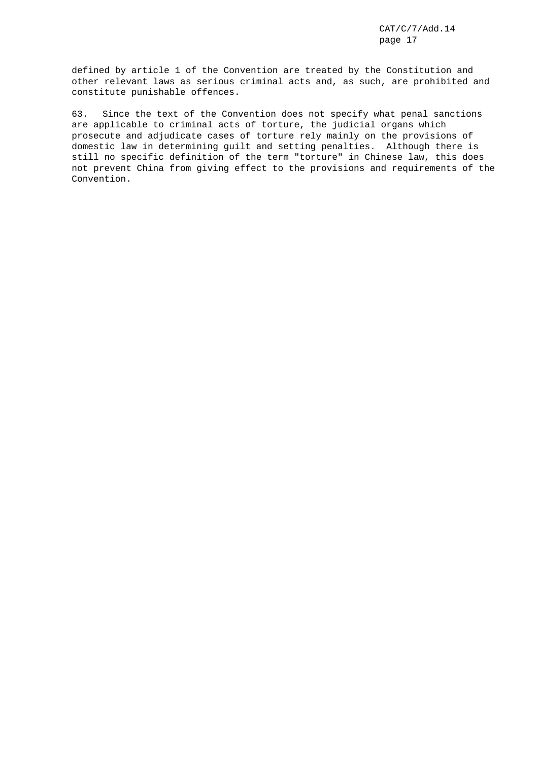defined by article 1 of the Convention are treated by the Constitution and other relevant laws as serious criminal acts and, as such, are prohibited and constitute punishable offences.

63. Since the text of the Convention does not specify what penal sanctions are applicable to criminal acts of torture, the judicial organs which prosecute and adjudicate cases of torture rely mainly on the provisions of domestic law in determining guilt and setting penalties. Although there is still no specific definition of the term "torture" in Chinese law, this does not prevent China from giving effect to the provisions and requirements of the Convention.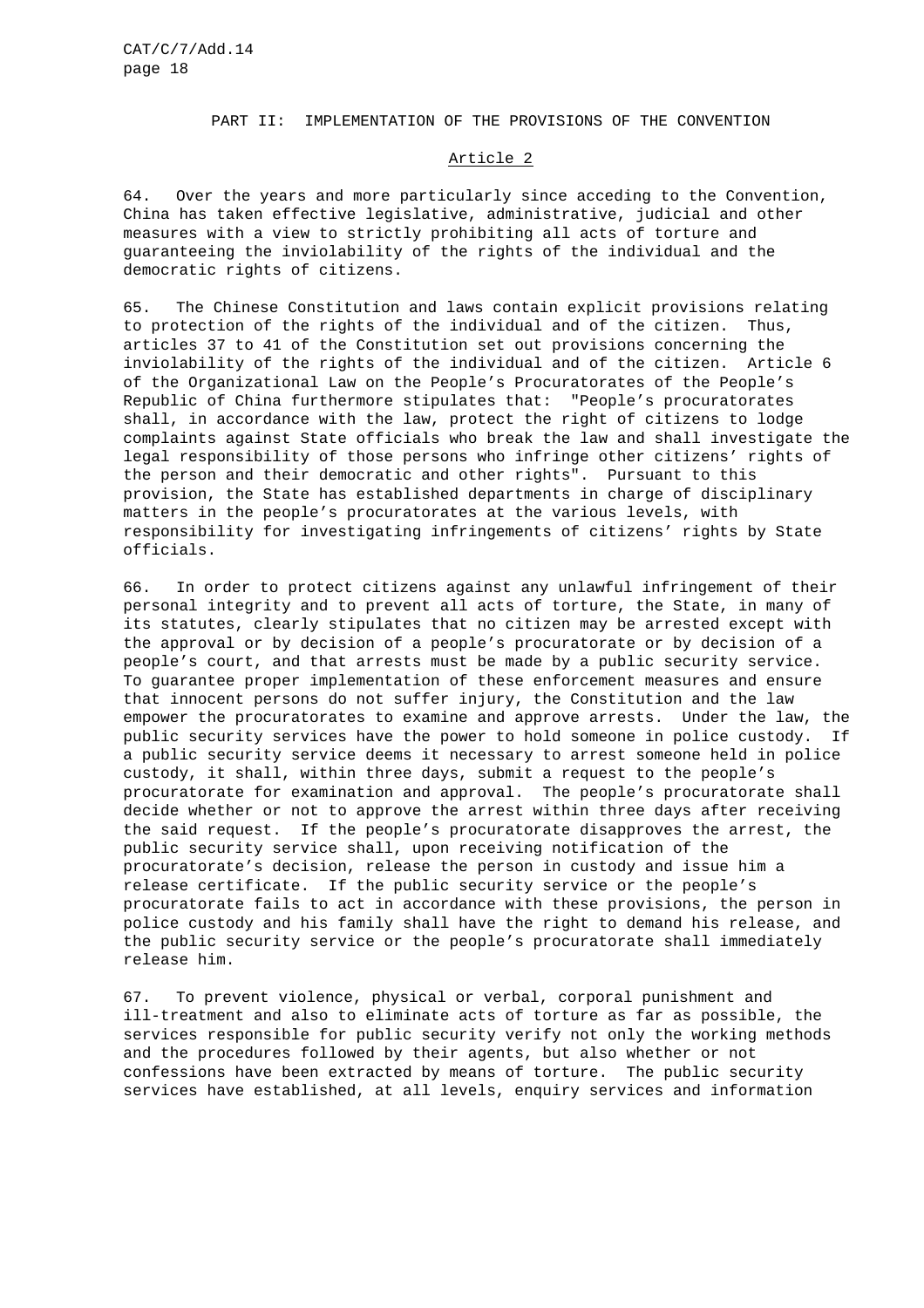## PART II: IMPLEMENTATION OF THE PROVISIONS OF THE CONVENTION

### Article 2

64. Over the years and more particularly since acceding to the Convention, China has taken effective legislative, administrative, judicial and other measures with a view to strictly prohibiting all acts of torture and guaranteeing the inviolability of the rights of the individual and the democratic rights of citizens.

65. The Chinese Constitution and laws contain explicit provisions relating to protection of the rights of the individual and of the citizen. Thus, articles 37 to 41 of the Constitution set out provisions concerning the inviolability of the rights of the individual and of the citizen. Article 6 of the Organizational Law on the People's Procuratorates of the People's Republic of China furthermore stipulates that: "People's procuratorates shall, in accordance with the law, protect the right of citizens to lodge complaints against State officials who break the law and shall investigate the legal responsibility of those persons who infringe other citizens' rights of the person and their democratic and other rights". Pursuant to this provision, the State has established departments in charge of disciplinary matters in the people's procuratorates at the various levels, with responsibility for investigating infringements of citizens' rights by State officials.

66. In order to protect citizens against any unlawful infringement of their personal integrity and to prevent all acts of torture, the State, in many of its statutes, clearly stipulates that no citizen may be arrested except with the approval or by decision of a people's procuratorate or by decision of a people's court, and that arrests must be made by a public security service. To guarantee proper implementation of these enforcement measures and ensure that innocent persons do not suffer injury, the Constitution and the law empower the procuratorates to examine and approve arrests. Under the law, the public security services have the power to hold someone in police custody. If a public security service deems it necessary to arrest someone held in police custody, it shall, within three days, submit a request to the people's procuratorate for examination and approval. The people's procuratorate shall decide whether or not to approve the arrest within three days after receiving the said request. If the people's procuratorate disapproves the arrest, the public security service shall, upon receiving notification of the procuratorate's decision, release the person in custody and issue him a release certificate. If the public security service or the people's procuratorate fails to act in accordance with these provisions, the person in police custody and his family shall have the right to demand his release, and the public security service or the people's procuratorate shall immediately release him.

67. To prevent violence, physical or verbal, corporal punishment and ill-treatment and also to eliminate acts of torture as far as possible, the services responsible for public security verify not only the working methods and the procedures followed by their agents, but also whether or not confessions have been extracted by means of torture. The public security services have established, at all levels, enquiry services and information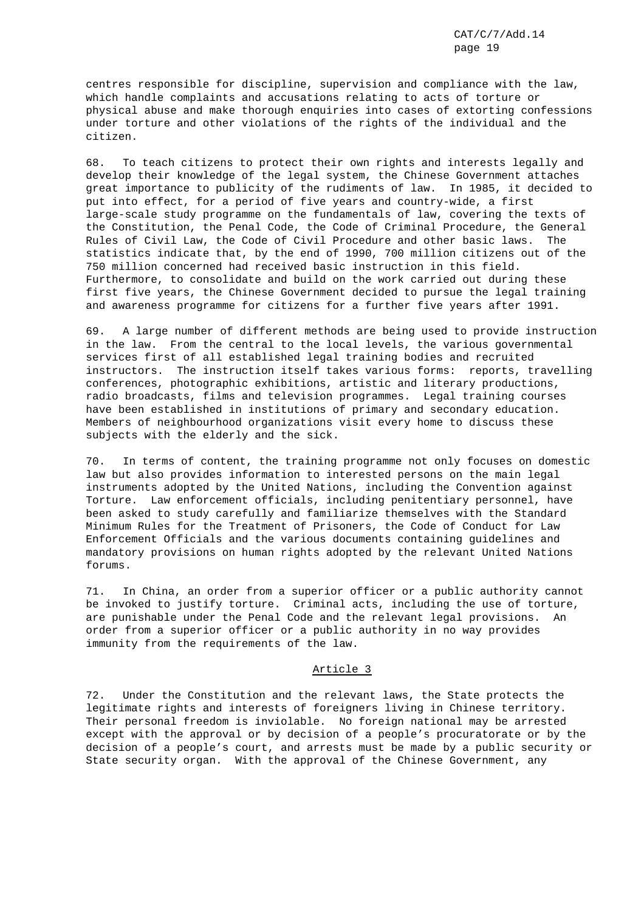centres responsible for discipline, supervision and compliance with the law, which handle complaints and accusations relating to acts of torture or physical abuse and make thorough enquiries into cases of extorting confessions under torture and other violations of the rights of the individual and the citizen.

68. To teach citizens to protect their own rights and interests legally and develop their knowledge of the legal system, the Chinese Government attaches great importance to publicity of the rudiments of law. In 1985, it decided to put into effect, for a period of five years and country-wide, a first large-scale study programme on the fundamentals of law, covering the texts of the Constitution, the Penal Code, the Code of Criminal Procedure, the General Rules of Civil Law, the Code of Civil Procedure and other basic laws. The statistics indicate that, by the end of 1990, 700 million citizens out of the 750 million concerned had received basic instruction in this field. Furthermore, to consolidate and build on the work carried out during these first five years, the Chinese Government decided to pursue the legal training and awareness programme for citizens for a further five years after 1991.

69. A large number of different methods are being used to provide instruction in the law. From the central to the local levels, the various governmental services first of all established legal training bodies and recruited instructors. The instruction itself takes various forms: reports, travelling conferences, photographic exhibitions, artistic and literary productions, radio broadcasts, films and television programmes. Legal training courses have been established in institutions of primary and secondary education. Members of neighbourhood organizations visit every home to discuss these subjects with the elderly and the sick.

70. In terms of content, the training programme not only focuses on domestic law but also provides information to interested persons on the main legal instruments adopted by the United Nations, including the Convention against Torture. Law enforcement officials, including penitentiary personnel, have been asked to study carefully and familiarize themselves with the Standard Minimum Rules for the Treatment of Prisoners, the Code of Conduct for Law Enforcement Officials and the various documents containing guidelines and mandatory provisions on human rights adopted by the relevant United Nations forums.

71. In China, an order from a superior officer or a public authority cannot be invoked to justify torture. Criminal acts, including the use of torture, are punishable under the Penal Code and the relevant legal provisions. An order from a superior officer or a public authority in no way provides immunity from the requirements of the law.

## Article 3

72. Under the Constitution and the relevant laws, the State protects the legitimate rights and interests of foreigners living in Chinese territory. Their personal freedom is inviolable. No foreign national may be arrested except with the approval or by decision of a people's procuratorate or by the decision of a people's court, and arrests must be made by a public security or State security organ. With the approval of the Chinese Government, any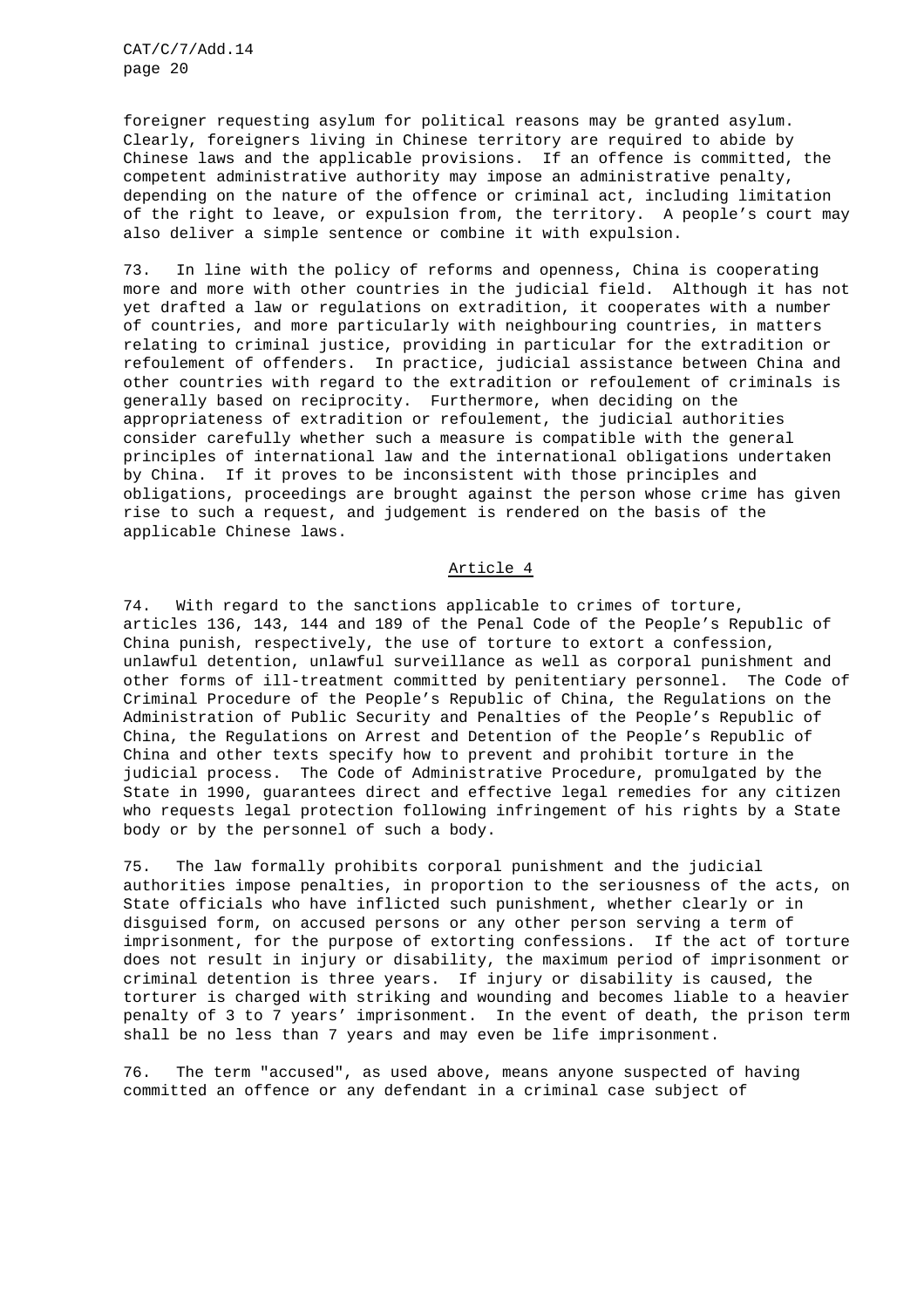foreigner requesting asylum for political reasons may be granted asylum. Clearly, foreigners living in Chinese territory are required to abide by Chinese laws and the applicable provisions. If an offence is committed, the competent administrative authority may impose an administrative penalty, depending on the nature of the offence or criminal act, including limitation of the right to leave, or expulsion from, the territory. A people's court may also deliver a simple sentence or combine it with expulsion.

73. In line with the policy of reforms and openness, China is cooperating more and more with other countries in the judicial field. Although it has not yet drafted a law or regulations on extradition, it cooperates with a number of countries, and more particularly with neighbouring countries, in matters relating to criminal justice, providing in particular for the extradition or refoulement of offenders. In practice, judicial assistance between China and other countries with regard to the extradition or refoulement of criminals is generally based on reciprocity. Furthermore, when deciding on the appropriateness of extradition or refoulement, the judicial authorities consider carefully whether such a measure is compatible with the general principles of international law and the international obligations undertaken by China. If it proves to be inconsistent with those principles and obligations, proceedings are brought against the person whose crime has given rise to such a request, and judgement is rendered on the basis of the applicable Chinese laws.

## Article 4

74. With regard to the sanctions applicable to crimes of torture, articles 136, 143, 144 and 189 of the Penal Code of the People's Republic of China punish, respectively, the use of torture to extort a confession, unlawful detention, unlawful surveillance as well as corporal punishment and other forms of ill-treatment committed by penitentiary personnel. The Code of Criminal Procedure of the People's Republic of China, the Regulations on the Administration of Public Security and Penalties of the People's Republic of China, the Regulations on Arrest and Detention of the People's Republic of China and other texts specify how to prevent and prohibit torture in the judicial process. The Code of Administrative Procedure, promulgated by the State in 1990, guarantees direct and effective legal remedies for any citizen who requests legal protection following infringement of his rights by a State body or by the personnel of such a body.

75. The law formally prohibits corporal punishment and the judicial authorities impose penalties, in proportion to the seriousness of the acts, on State officials who have inflicted such punishment, whether clearly or in disguised form, on accused persons or any other person serving a term of imprisonment, for the purpose of extorting confessions. If the act of torture does not result in injury or disability, the maximum period of imprisonment or criminal detention is three years. If injury or disability is caused, the torturer is charged with striking and wounding and becomes liable to a heavier penalty of 3 to 7 years' imprisonment. In the event of death, the prison term shall be no less than 7 years and may even be life imprisonment.

76. The term "accused", as used above, means anyone suspected of having committed an offence or any defendant in a criminal case subject of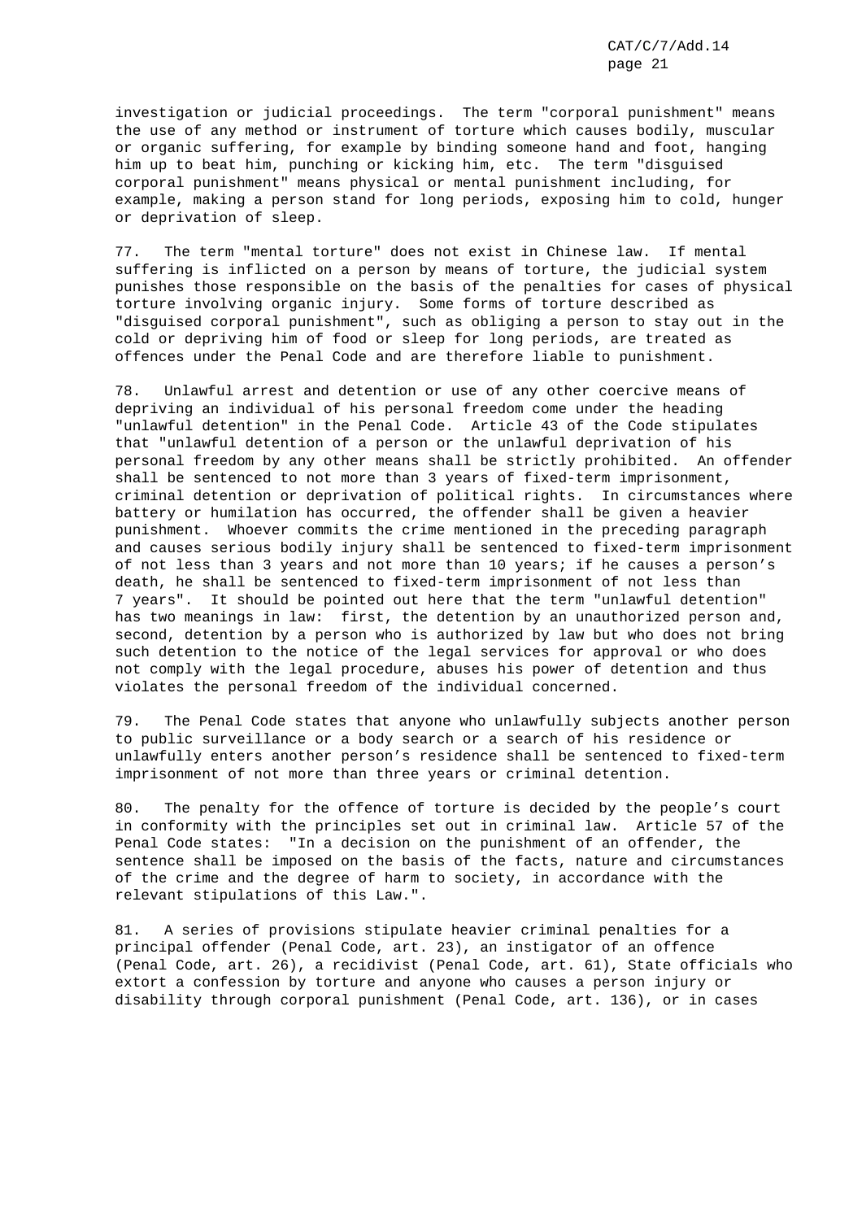investigation or judicial proceedings. The term "corporal punishment" means the use of any method or instrument of torture which causes bodily, muscular or organic suffering, for example by binding someone hand and foot, hanging him up to beat him, punching or kicking him, etc. The term "disguised corporal punishment" means physical or mental punishment including, for example, making a person stand for long periods, exposing him to cold, hunger or deprivation of sleep.

77. The term "mental torture" does not exist in Chinese law. If mental suffering is inflicted on a person by means of torture, the judicial system punishes those responsible on the basis of the penalties for cases of physical torture involving organic injury. Some forms of torture described as "disguised corporal punishment", such as obliging a person to stay out in the cold or depriving him of food or sleep for long periods, are treated as offences under the Penal Code and are therefore liable to punishment.

78. Unlawful arrest and detention or use of any other coercive means of depriving an individual of his personal freedom come under the heading "unlawful detention" in the Penal Code. Article 43 of the Code stipulates that "unlawful detention of a person or the unlawful deprivation of his personal freedom by any other means shall be strictly prohibited. An offender shall be sentenced to not more than 3 years of fixed-term imprisonment, criminal detention or deprivation of political rights. In circumstances where battery or humiliation has occurred, the offender shall be given a heavier punishment. Whoever commits the crime mentioned in the preceding paragraph and causes serious bodily injury shall be sentenced to fixed-term imprisonment of not less than 3 years and not more than 10 years; if he causes a person's death, he shall be sentenced to fixed-term imprisonment of not less than 7 years". It should be pointed out here that the term "unlawful detention" has two meanings in law: first, the detention by an unauthorized person and, second, detention by a person who is authorized by law but who does not bring such detention to the notice of the legal services for approval or who does not comply with the legal procedure, abuses his power of detention and thus violates the personal freedom of the individual concerned.

79. The Penal Code states that anyone who unlawfully subjects another person to public surveillance or a body search or a search of his residence or unlawfully enters another person's residence shall be sentenced to fixed-term imprisonment of not more than three years or criminal detention.

80. The penalty for the offence of torture is decided by the people's court in conformity with the principles set out in criminal law. Article 57 of the Penal Code states: "In a decision on the punishment of an offender, the sentence shall be imposed on the basis of the facts, nature and circumstances of the crime and the degree of harm to society, in accordance with the relevant stipulations of this Law.".

81. A series of provisions stipulate heavier criminal penalties for a principal offender (Penal Code, art. 23), an instigator of an offence (Penal Code, art. 26), a recidivist (Penal Code, art. 61), State officials who extort a confession by torture and anyone who causes a person injury or disability through corporal punishment (Penal Code, art. 136), or in cases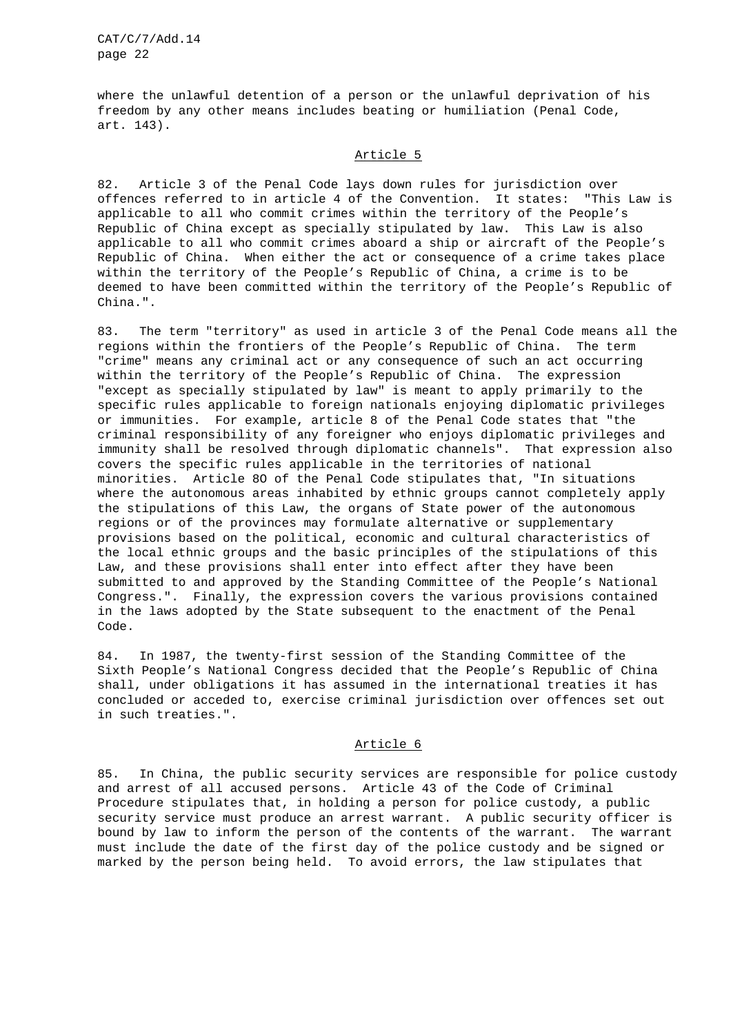where the unlawful detention of a person or the unlawful deprivation of his freedom by any other means includes beating or humiliation (Penal Code, art. 143).

## Article 5

82. Article 3 of the Penal Code lays down rules for jurisdiction over offences referred to in article 4 of the Convention. It states: "This Law is applicable to all who commit crimes within the territory of the People's Republic of China except as specially stipulated by law. This Law is also applicable to all who commit crimes aboard a ship or aircraft of the People's Republic of China. When either the act or consequence of a crime takes place within the territory of the People's Republic of China, a crime is to be deemed to have been committed within the territory of the People's Republic of China.".

83. The term "territory" as used in article 3 of the Penal Code means all the regions within the frontiers of the People's Republic of China. The term "crime" means any criminal act or any consequence of such an act occurring within the territory of the People's Republic of China. The expression "except as specially stipulated by law" is meant to apply primarily to the specific rules applicable to foreign nationals enjoying diplomatic privileges or immunities. For example, article 8 of the Penal Code states that "the criminal responsibility of any foreigner who enjoys diplomatic privileges and immunity shall be resolved through diplomatic channels". That expression also covers the specific rules applicable in the territories of national minorities. Article 8O of the Penal Code stipulates that, "In situations where the autonomous areas inhabited by ethnic groups cannot completely apply the stipulations of this Law, the organs of State power of the autonomous regions or of the provinces may formulate alternative or supplementary provisions based on the political, economic and cultural characteristics of the local ethnic groups and the basic principles of the stipulations of this Law, and these provisions shall enter into effect after they have been submitted to and approved by the Standing Committee of the People's National Congress.". Finally, the expression covers the various provisions contained in the laws adopted by the State subsequent to the enactment of the Penal Code.

84. In 1987, the twenty-first session of the Standing Committee of the Sixth People's National Congress decided that the People's Republic of China shall, under obligations it has assumed in the international treaties it has concluded or acceded to, exercise criminal jurisdiction over offences set out in such treaties.".

## Article 6

85. In China, the public security services are responsible for police custody and arrest of all accused persons. Article 43 of the Code of Criminal Procedure stipulates that, in holding a person for police custody, a public security service must produce an arrest warrant. A public security officer is bound by law to inform the person of the contents of the warrant. The warrant must include the date of the first day of the police custody and be signed or marked by the person being held. To avoid errors, the law stipulates that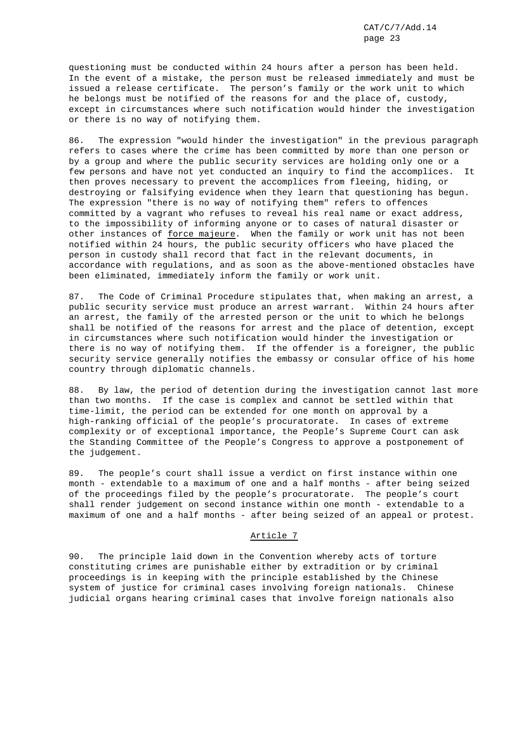questioning must be conducted within 24 hours after a person has been held. In the event of a mistake, the person must be released immediately and must be issued a release certificate. The person's family or the work unit to which he belongs must be notified of the reasons for and the place of, custody, except in circumstances where such notification would hinder the investigation or there is no way of notifying them.

86. The expression "would hinder the investigation" in the previous paragraph refers to cases where the crime has been committed by more than one person or by a group and where the public security services are holding only one or a few persons and have not yet conducted an inquiry to find the accomplices. It then proves necessary to prevent the accomplices from fleeing, hiding, or destroying or falsifying evidence when they learn that questioning has begun. The expression "there is no way of notifying them" refers to offences committed by a vagrant who refuses to reveal his real name or exact address, to the impossibility of informing anyone or to cases of natural disaster or other instances of _force majeure_. When the family or work unit has not been notified within 24 hours, the public security officers who have placed the person in custody shall record that fact in the relevant documents, in accordance with regulations, and as soon as the above-mentioned obstacles have been eliminated, immediately inform the family or work unit.

87. The Code of Criminal Procedure stipulates that, when making an arrest, a public security service must produce an arrest warrant. Within 24 hours after an arrest, the family of the arrested person or the unit to which he belongs shall be notified of the reasons for arrest and the place of detention, except in circumstances where such notification would hinder the investigation or there is no way of notifying them. If the offender is a foreigner, the public security service generally notifies the embassy or consular office of his home country through diplomatic channels.

88. By law, the period of detention during the investigation cannot last more than two months. If the case is complex and cannot be settled within that time-limit, the period can be extended for one month on approval by a high-ranking official of the people's procuratorate. In cases of extreme complexity or of exceptional importance, the People's Supreme Court can ask the Standing Committee of the People's Congress to approve a postponement of the judgement.

89. The people's court shall issue a verdict on first instance within one month - extendable to a maximum of one and a half months - after being seized of the proceedings filed by the people's procuratorate. The people's court shall render judgement on second instance within one month - extendable to a maximum of one and a half months - after being seized of an appeal or protest.

## Article 7

90. The principle laid down in the Convention whereby acts of torture constituting crimes are punishable either by extradition or by criminal proceedings is in keeping with the principle established by the Chinese system of justice for criminal cases involving foreign nationals. Chinese judicial organs hearing criminal cases that involve foreign nationals also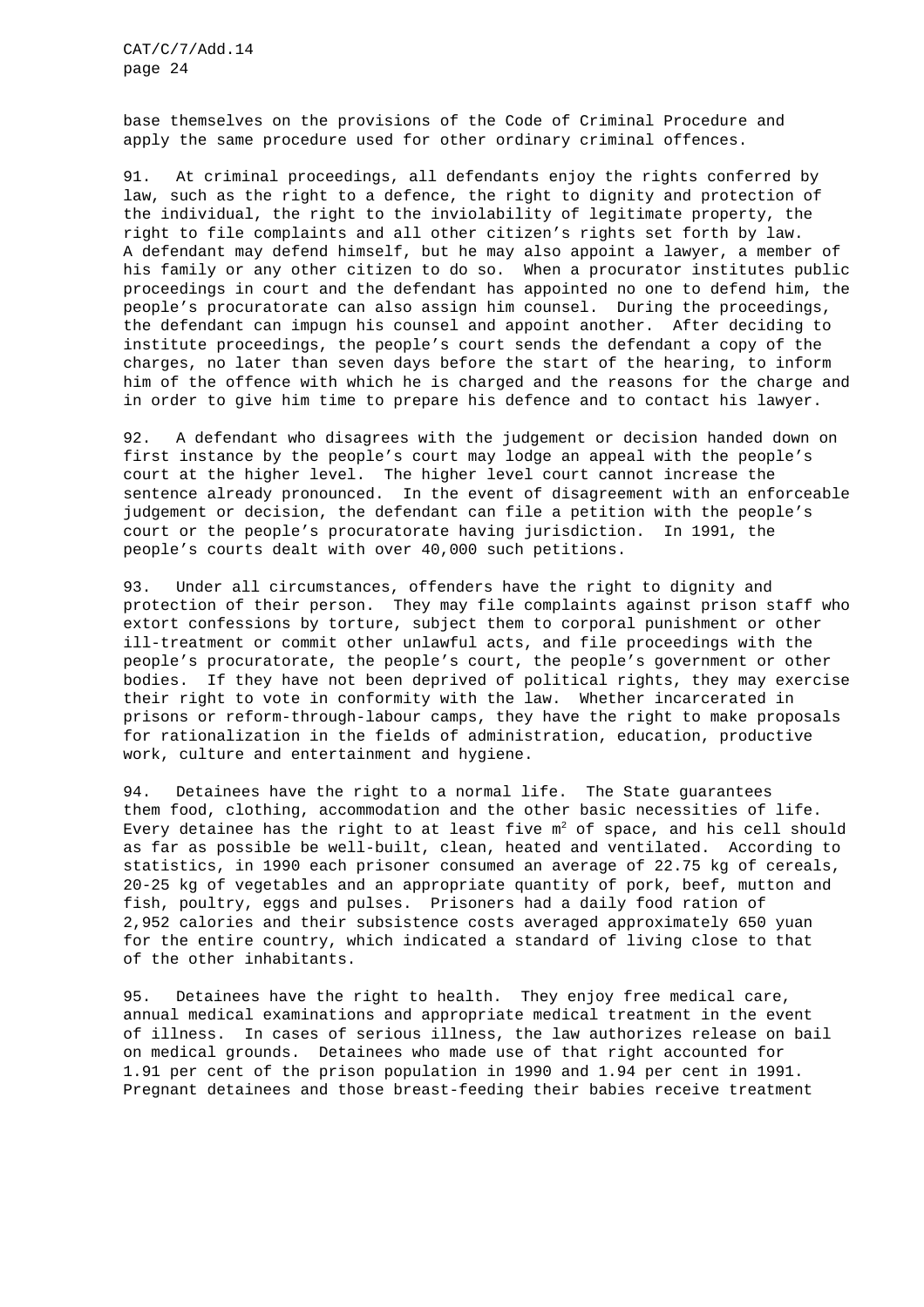base themselves on the provisions of the Code of Criminal Procedure and apply the same procedure used for other ordinary criminal offences.

91. At criminal proceedings, all defendants enjoy the rights conferred by law, such as the right to a defence, the right to dignity and protection of the individual, the right to the inviolability of legitimate property, the right to file complaints and all other citizen's rights set forth by law. A defendant may defend himself, but he may also appoint a lawyer, a member of his family or any other citizen to do so. When a procurator institutes public proceedings in court and the defendant has appointed no one to defend him, the people's procuratorate can also assign him counsel. During the proceedings, the defendant can impugn his counsel and appoint another. After deciding to institute proceedings, the people's court sends the defendant a copy of the charges, no later than seven days before the start of the hearing, to inform him of the offence with which he is charged and the reasons for the charge and in order to give him time to prepare his defence and to contact his lawyer.

92. A defendant who disagrees with the judgement or decision handed down on first instance by the people's court may lodge an appeal with the people's court at the higher level. The higher level court cannot increase the sentence already pronounced. In the event of disagreement with an enforceable judgement or decision, the defendant can file a petition with the people's court or the people's procuratorate having jurisdiction. In 1991, the people's courts dealt with over 40,000 such petitions.

93. Under all circumstances, offenders have the right to dignity and protection of their person. They may file complaints against prison staff who extort confessions by torture, subject them to corporal punishment or other ill-treatment or commit other unlawful acts, and file proceedings with the people's procuratorate, the people's court, the people's government or other bodies. If they have not been deprived of political rights, they may exercise their right to vote in conformity with the law. Whether incarcerated in prisons or reform-through-labour camps, they have the right to make proposals for rationalization in the fields of administration, education, productive work, culture and entertainment and hygiene.

94. Detainees have the right to a normal life. The State guarantees them food, clothing, accommodation and the other basic necessities of life. Every detainee has the right to at least five $m^2$ of space, and his cell should as far as possible be well-built, clean, heated and ventilated. According to statistics, in 1990 each prisoner consumed an average of 22.75 kg of cereals, 20-25 kg of vegetables and an appropriate quantity of pork, beef, mutton and fish, poultry, eggs and pulses. Prisoners had a daily food ration of 2,952 calories and their subsistence costs averaged approximately 650 yuan for the entire country, which indicated a standard of living close to that of the other inhabitants.

95. Detainees have the right to health. They enjoy free medical care, annual medical examinations and appropriate medical treatment in the event of illness. In cases of serious illness, the law authorizes release on bail on medical grounds. Detainees who made use of that right accounted for 1.91 per cent of the prison population in 1990 and 1.94 per cent in 1991. Pregnant detainees and those breast-feeding their babies receive treatment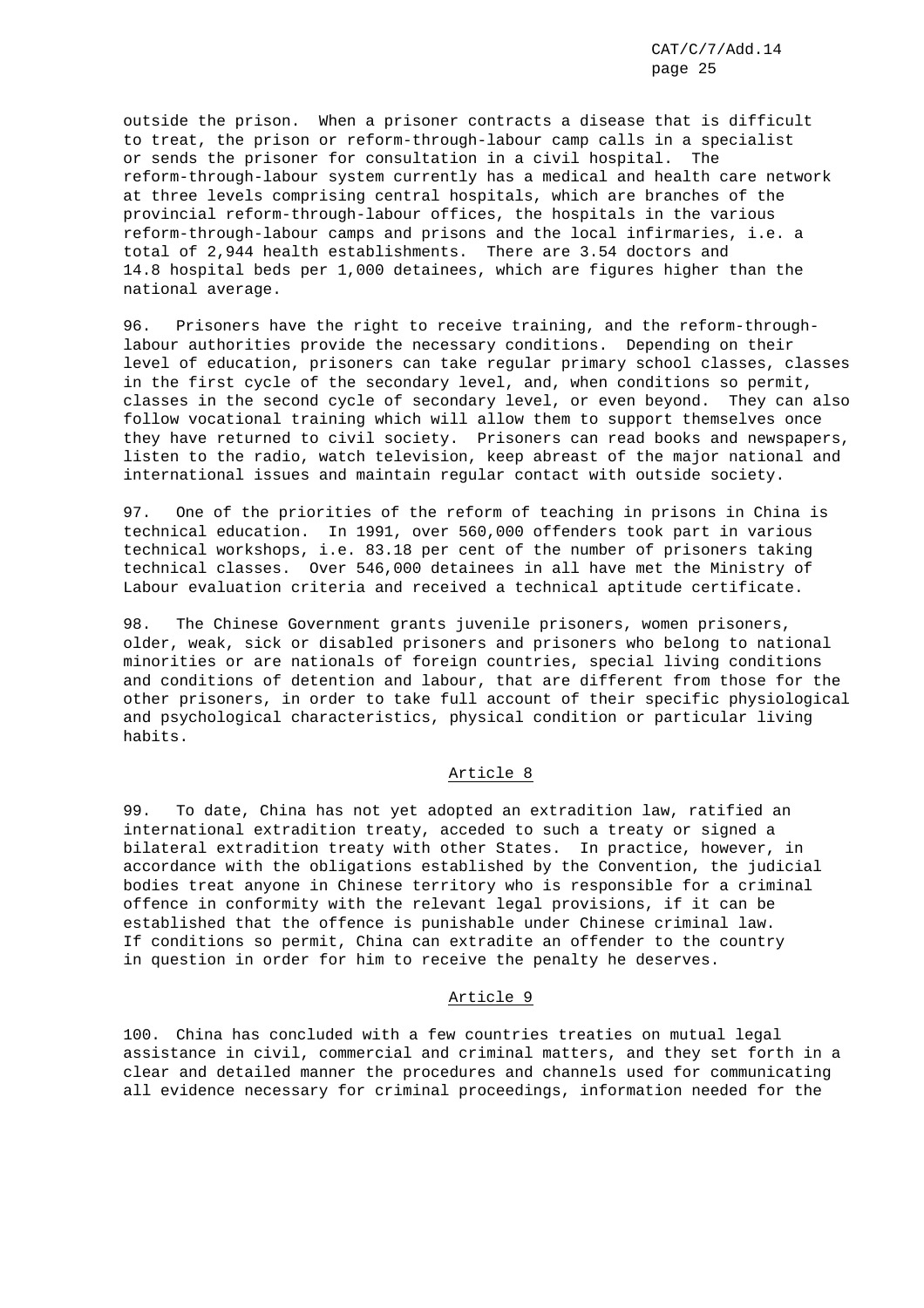outside the prison. When a prisoner contracts a disease that is difficult to treat, the prison or reform-through-labour camp calls in a specialist or sends the prisoner for consultation in a civil hospital. The reform-through-labour system currently has a medical and health care network at three levels comprising central hospitals, which are branches of the provincial reform-through-labour offices, the hospitals in the various reform-through-labour camps and prisons and the local infirmaries, i.e. a total of 2,944 health establishments. There are 3.54 doctors and 14.8 hospital beds per 1,000 detainees, which are figures higher than the national average.

96. Prisoners have the right to receive training, and the reform-through-labour authorities provide the necessary conditions. Depending on their level of education, prisoners can take regular primary school classes, classes in the first cycle of the secondary level, and, when conditions so permit, classes in the second cycle of secondary level, or even beyond. They can also follow vocational training which will allow them to support themselves once they have returned to civil society. Prisoners can read books and newspapers, listen to the radio, watch television, keep abreast of the major national and international issues and maintain regular contact with outside society.

97. One of the priorities of the reform of teaching in prisons in China is technical education. In 1991, over 560,000 offenders took part in various technical workshops, i.e. 83.18 per cent of the number of prisoners taking technical classes. Over 546,000 detainees in all have met the Ministry of Labour evaluation criteria and received a technical aptitude certificate.

98. The Chinese Government grants juvenile prisoners, women prisoners, older, weak, sick or disabled prisoners and prisoners who belong to national minorities or are nationals of foreign countries, special living conditions and conditions of detention and labour, that are different from those for the other prisoners, in order to take full account of their specific physiological and psychological characteristics, physical condition or particular living habits.

## Article 8

99. To date, China has not yet adopted an extradition law, ratified an international extradition treaty, acceded to such a treaty or signed a bilateral extradition treaty with other States. In practice, however, in accordance with the obligations established by the Convention, the judicial bodies treat anyone in Chinese territory who is responsible for a criminal offence in conformity with the relevant legal provisions, if it can be established that the offence is punishable under Chinese criminal law. If conditions so permit, China can extradite an offender to the country in question in order for him to receive the penalty he deserves.

## Article 9

100. China has concluded with a few countries treaties on mutual legal assistance in civil, commercial and criminal matters, and they set forth in a clear and detailed manner the procedures and channels used for communicating all evidence necessary for criminal proceedings, information needed for the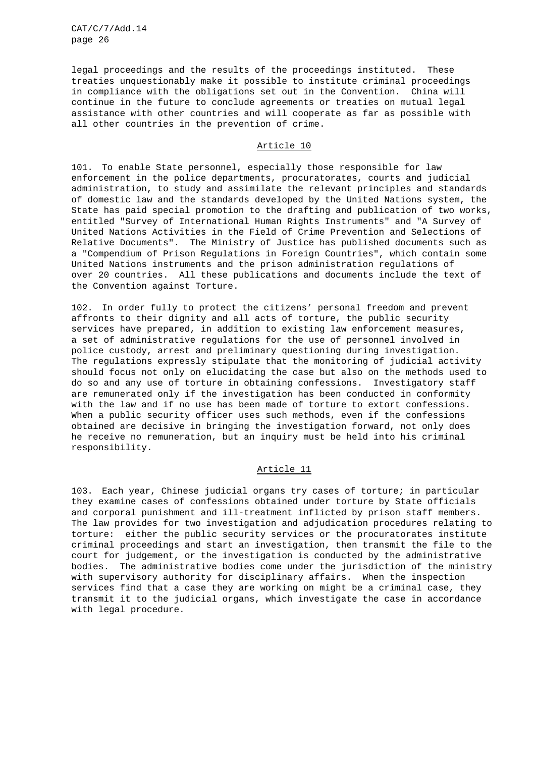legal proceedings and the results of the proceedings instituted. These treaties unquestionably make it possible to institute criminal proceedings in compliance with the obligations set out in the Convention. China will continue in the future to conclude agreements or treaties on mutual legal assistance with other countries and will cooperate as far as possible with all other countries in the prevention of crime.

## Article 10

101. To enable State personnel, especially those responsible for law enforcement in the police departments, procuratorates, courts and judicial administration, to study and assimilate the relevant principles and standards of domestic law and the standards developed by the United Nations system, the State has paid special promotion to the drafting and publication of two works, entitled "Survey of International Human Rights Instruments" and "A Survey of United Nations Activities in the Field of Crime Prevention and Selections of Relative Documents". The Ministry of Justice has published documents such as a "Compendium of Prison Regulations in Foreign Countries", which contain some United Nations instruments and the prison administration regulations of over 20 countries. All these publications and documents include the text of the Convention against Torture.

102. In order fully to protect the citizens' personal freedom and prevent affronts to their dignity and all acts of torture, the public security services have prepared, in addition to existing law enforcement measures, a set of administrative regulations for the use of personnel involved in police custody, arrest and preliminary questioning during investigation. The regulations expressly stipulate that the monitoring of judicial activity should focus not only on elucidating the case but also on the methods used to do so and any use of torture in obtaining confessions. Investigatory staff are remunerated only if the investigation has been conducted in conformity with the law and if no use has been made of torture to extort confessions. When a public security officer uses such methods, even if the confessions obtained are decisive in bringing the investigation forward, not only does he receive no remuneration, but an inquiry must be held into his criminal responsibility.

## Article 11

103. Each year, Chinese judicial organs try cases of torture; in particular they examine cases of confessions obtained under torture by State officials and corporal punishment and ill-treatment inflicted by prison staff members. The law provides for two investigation and adjudication procedures relating to torture: either the public security services or the procuratorates institute criminal proceedings and start an investigation, then transmit the file to the court for judgement, or the investigation is conducted by the administrative bodies. The administrative bodies come under the jurisdiction of the ministry with supervisory authority for disciplinary affairs. When the inspection services find that a case they are working on might be a criminal case, they transmit it to the judicial organs, which investigate the case in accordance with legal procedure.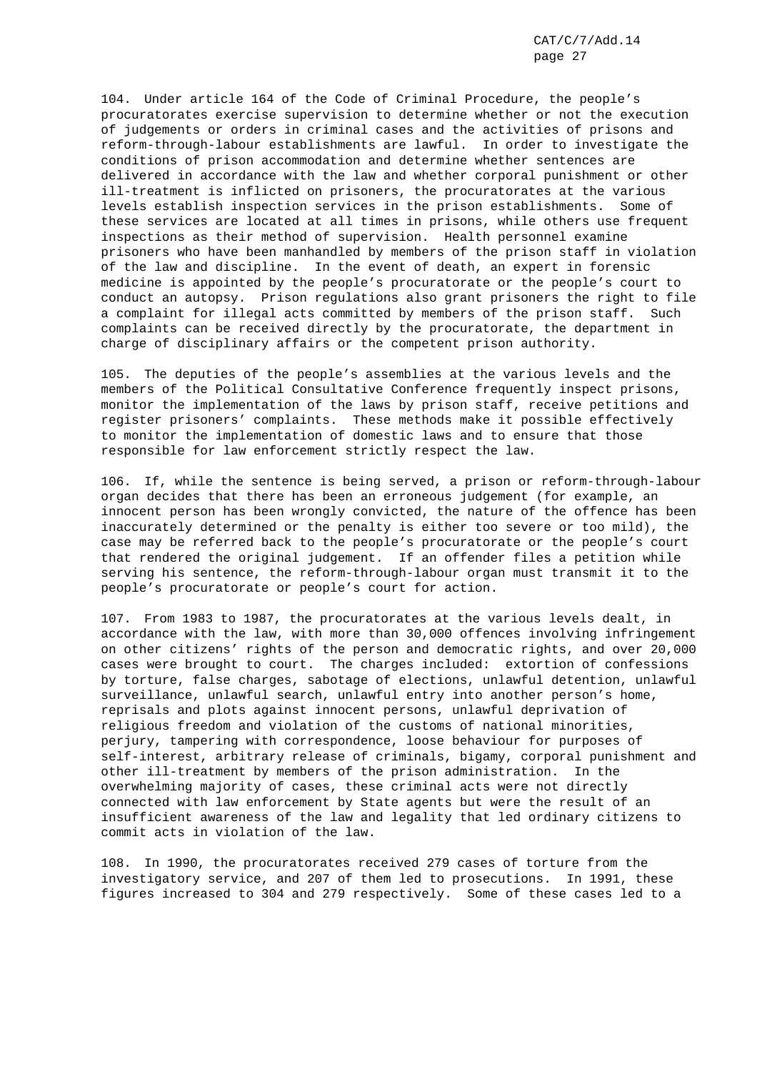104. Under article 164 of the Code of Criminal Procedure, the people's procuratorates exercise supervision to determine whether or not the execution of judgements or orders in criminal cases and the activities of prisons and reform-through-labour establishments are lawful. In order to investigate the conditions of prison accommodation and determine whether sentences are delivered in accordance with the law and whether corporal punishment or other ill-treatment is inflicted on prisoners, the procuratorates at the various levels establish inspection services in the prison establishments. Some of these services are located at all times in prisons, while others use frequent inspections as their method of supervision. Health personnel examine prisoners who have been manhandled by members of the prison staff in violation of the law and discipline. In the event of death, an expert in forensic medicine is appointed by the people's procuratorate or the people's court to conduct an autopsy. Prison regulations also grant prisoners the right to file a complaint for illegal acts committed by members of the prison staff. Such complaints can be received directly by the procuratorate, the department in charge of disciplinary affairs or the competent prison authority.

105. The deputies of the people's assemblies at the various levels and the members of the Political Consultative Conference frequently inspect prisons, monitor the implementation of the laws by prison staff, receive petitions and register prisoners' complaints. These methods make it possible effectively to monitor the implementation of domestic laws and to ensure that those responsible for law enforcement strictly respect the law.

106. If, while the sentence is being served, a prison or reform-through-labour organ decides that there has been an erroneous judgement (for example, an innocent person has been wrongly convicted, the nature of the offence has been inaccurately determined or the penalty is either too severe or too mild), the case may be referred back to the people's procuratorate or the people's court that rendered the original judgement. If an offender files a petition while serving his sentence, the reform-through-labour organ must transmit it to the people's procuratorate or people's court for action.

107. From 1983 to 1987, the procuratorates at the various levels dealt, in accordance with the law, with more than 30,000 offences involving infringement on other citizens' rights of the person and democratic rights, and over 20,000 cases were brought to court. The charges included: extortion of confessions by torture, false charges, sabotage of elections, unlawful detention, unlawful surveillance, unlawful search, unlawful entry into another person's home, reprisals and plots against innocent persons, unlawful deprivation of religious freedom and violation of the customs of national minorities, perjury, tampering with correspondence, loose behaviour for purposes of self-interest, arbitrary release of criminals, bigamy, corporal punishment and other ill-treatment by members of the prison administration. In the overwhelming majority of cases, these criminal acts were not directly connected with law enforcement by State agents but were the result of an insufficient awareness of the law and legality that led ordinary citizens to commit acts in violation of the law.

108. In 1990, the procuratorates received 279 cases of torture from the investigatory service, and 207 of them led to prosecutions. In 1991, these figures increased to 304 and 279 respectively. Some of these cases led to a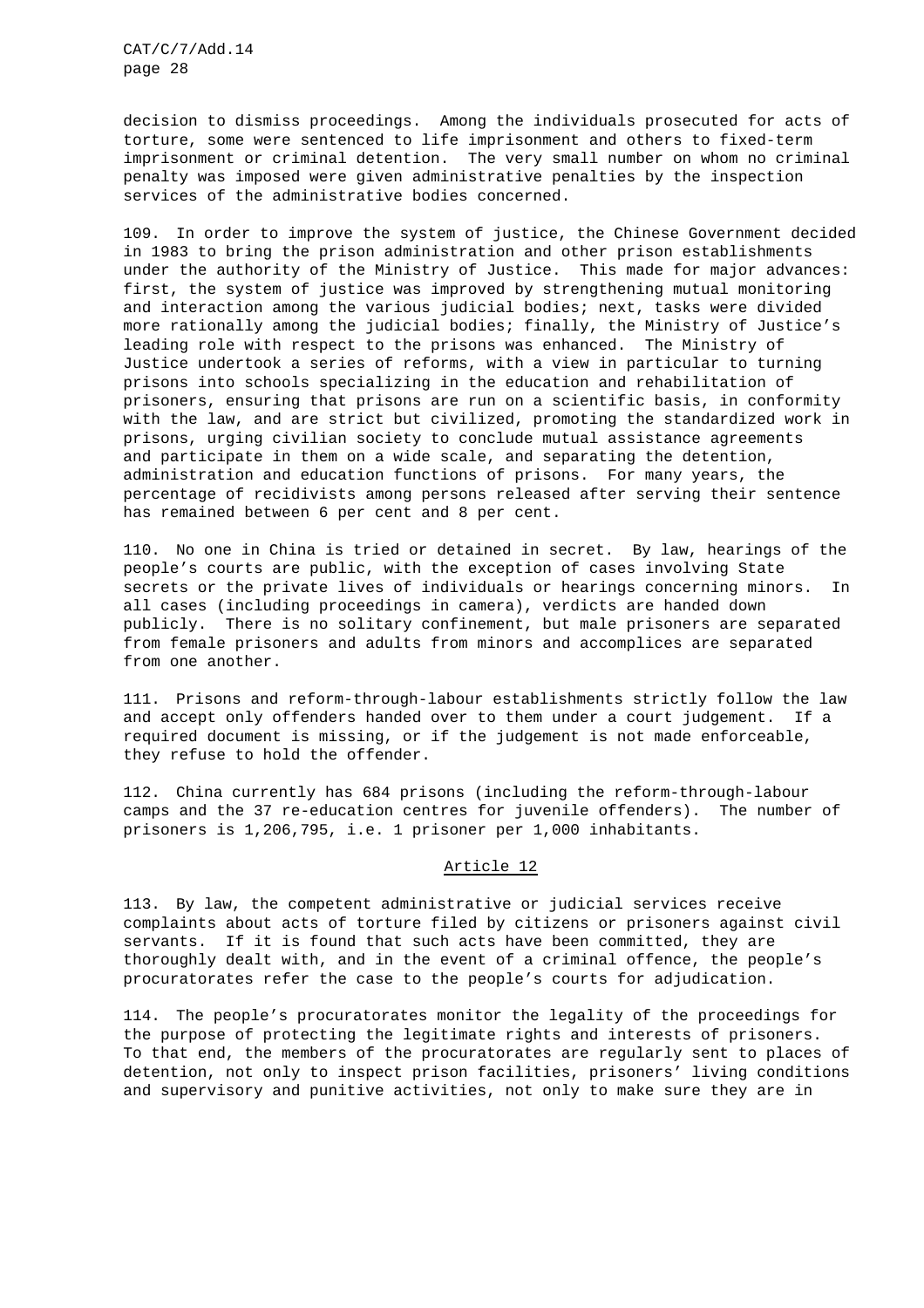decision to dismiss proceedings. Among the individuals prosecuted for acts of torture, some were sentenced to life imprisonment and others to fixed-term imprisonment or criminal detention. The very small number on whom no criminal penalty was imposed were given administrative penalties by the inspection services of the administrative bodies concerned.

109. In order to improve the system of justice, the Chinese Government decided in 1983 to bring the prison administration and other prison establishments under the authority of the Ministry of Justice. This made for major advances: first, the system of justice was improved by strengthening mutual monitoring and interaction among the various judicial bodies; next, tasks were divided more rationally among the judicial bodies; finally, the Ministry of Justice's leading role with respect to the prisons was enhanced. The Ministry of Justice undertook a series of reforms, with a view in particular to turning prisons into schools specializing in the education and rehabilitation of prisoners, ensuring that prisons are run on a scientific basis, in conformity with the law, and are strict but civilized, promoting the standardized work in prisons, urging civilian society to conclude mutual assistance agreements and participate in them on a wide scale, and separating the detention, administration and education functions of prisons. For many years, the percentage of recidivists among persons released after serving their sentence has remained between 6 per cent and 8 per cent.

110. No one in China is tried or detained in secret. By law, hearings of the people's courts are public, with the exception of cases involving State secrets or the private lives of individuals or hearings concerning minors. In all cases (including proceedings in camera), verdicts are handed down publicly. There is no solitary confinement, but male prisoners are separated from female prisoners and adults from minors and accomplices are separated from one another.

111. Prisons and reform-through-labour establishments strictly follow the law and accept only offenders handed over to them under a court judgement. If a required document is missing, or if the judgement is not made enforceable, they refuse to hold the offender.

112. China currently has 684 prisons (including the reform-through-labour camps and the 37 re-education centres for juvenile offenders). The number of prisoners is 1,206,795, i.e. 1 prisoner per 1,000 inhabitants.

## Article 12

113. By law, the competent administrative or judicial services receive complaints about acts of torture filed by citizens or prisoners against civil servants. If it is found that such acts have been committed, they are thoroughly dealt with, and in the event of a criminal offence, the people's procuratorates refer the case to the people's courts for adjudication.

114. The people's procuratorates monitor the legality of the proceedings for the purpose of protecting the legitimate rights and interests of prisoners. To that end, the members of the procuratorates are regularly sent to places of detention, not only to inspect prison facilities, prisoners' living conditions and supervisory and punitive activities, not only to make sure they are in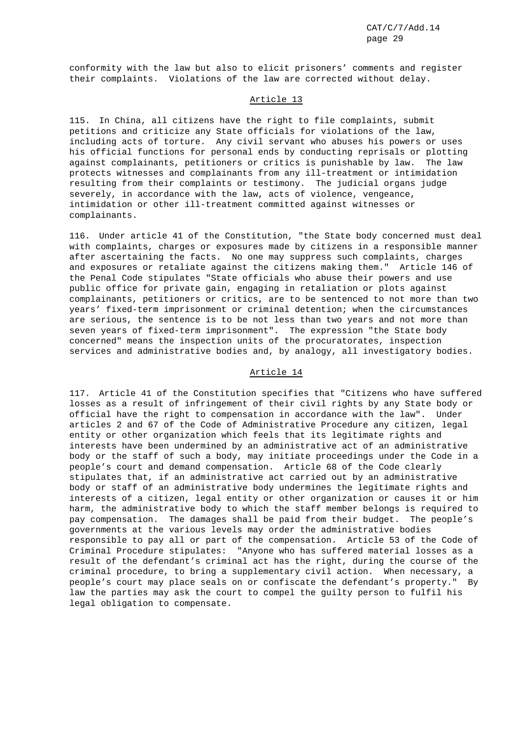conformity with the law but also to elicit prisoners' comments and register their complaints. Violations of the law are corrected without delay.

## Article 13

115. In China, all citizens have the right to file complaints, submit petitions and criticize any State officials for violations of the law, including acts of torture. Any civil servant who abuses his powers or uses his official functions for personal ends by conducting reprisals or plotting against complainants, petitioners or critics is punishable by law. The law protects witnesses and complainants from any ill-treatment or intimidation resulting from their complaints or testimony. The judicial organs judge severely, in accordance with the law, acts of violence, vengeance, intimidation or other ill-treatment committed against witnesses or complainants.

116. Under article 41 of the Constitution, "the State body concerned must deal with complaints, charges or exposures made by citizens in a responsible manner after ascertaining the facts. No one may suppress such complaints, charges and exposures or retaliate against the citizens making them." Article 146 of the Penal Code stipulates "State officials who abuse their powers and use public office for private gain, engaging in retaliation or plots against complainants, petitioners or critics, are to be sentenced to not more than two years' fixed-term imprisonment or criminal detention; when the circumstances are serious, the sentence is to be not less than two years and not more than seven years of fixed-term imprisonment". The expression "the State body concerned" means the inspection units of the procuratorates, inspection services and administrative bodies and, by analogy, all investigatory bodies.

## Article 14

117. Article 41 of the Constitution specifies that "Citizens who have suffered losses as a result of infringement of their civil rights by any State body or official have the right to compensation in accordance with the law". Under articles 2 and 67 of the Code of Administrative Procedure any citizen, legal entity or other organization which feels that its legitimate rights and interests have been undermined by an administrative act of an administrative body or the staff of such a body, may initiate proceedings under the Code in a people's court and demand compensation. Article 68 of the Code clearly stipulates that, if an administrative act carried out by an administrative body or staff of an administrative body undermines the legitimate rights and interests of a citizen, legal entity or other organization or causes it or him harm, the administrative body to which the staff member belongs is required to pay compensation. The damages shall be paid from their budget. The people's governments at the various levels may order the administrative bodies responsible to pay all or part of the compensation. Article 53 of the Code of Criminal Procedure stipulates: "Anyone who has suffered material losses as a result of the defendant's criminal act has the right, during the course of the criminal procedure, to bring a supplementary civil action. When necessary, a people's court may place seals on or confiscate the defendant's property." By law the parties may ask the court to compel the guilty person to fulfil his legal obligation to compensate.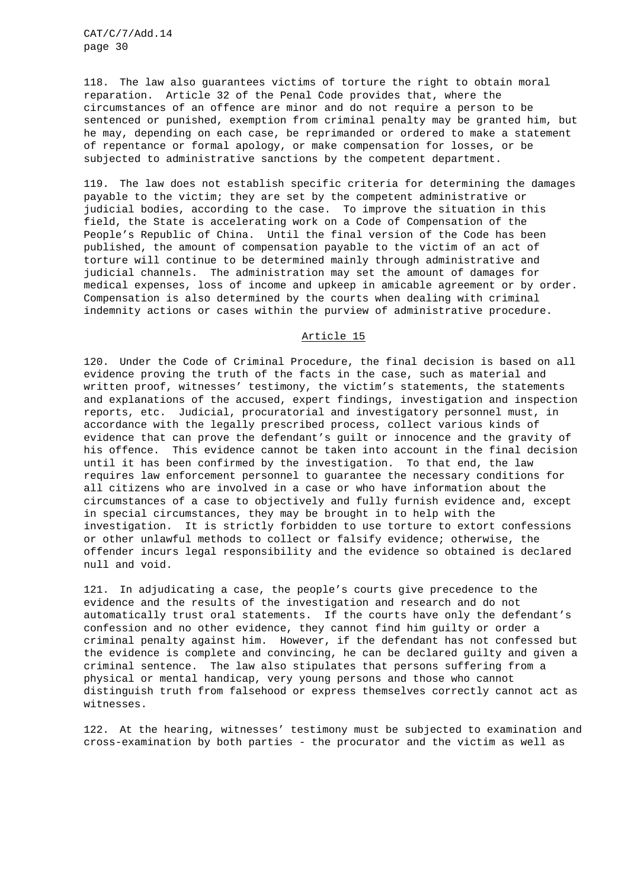118. The law also guarantees victims of torture the right to obtain moral reparation. Article 32 of the Penal Code provides that, where the circumstances of an offence are minor and do not require a person to be sentenced or punished, exemption from criminal penalty may be granted him, but he may, depending on each case, be reprimanded or ordered to make a statement of repentance or formal apology, or make compensation for losses, or be subjected to administrative sanctions by the competent department.

119. The law does not establish specific criteria for determining the damages payable to the victim; they are set by the competent administrative or judicial bodies, according to the case. To improve the situation in this field, the State is accelerating work on a Code of Compensation of the People's Republic of China. Until the final version of the Code has been published, the amount of compensation payable to the victim of an act of torture will continue to be determined mainly through administrative and judicial channels. The administration may set the amount of damages for medical expenses, loss of income and upkeep in amicable agreement or by order. Compensation is also determined by the courts when dealing with criminal indemnity actions or cases within the purview of administrative procedure.

## Article 15

120. Under the Code of Criminal Procedure, the final decision is based on all evidence proving the truth of the facts in the case, such as material and written proof, witnesses' testimony, the victim's statements, the statements and explanations of the accused, expert findings, investigation and inspection reports, etc. Judicial, procuratorial and investigatory personnel must, in accordance with the legally prescribed process, collect various kinds of evidence that can prove the defendant's guilt or innocence and the gravity of his offence. This evidence cannot be taken into account in the final decision until it has been confirmed by the investigation. To that end, the law requires law enforcement personnel to guarantee the necessary conditions for all citizens who are involved in a case or who have information about the circumstances of a case to objectively and fully furnish evidence and, except in special circumstances, they may be brought in to help with the investigation. It is strictly forbidden to use torture to extort confessions or other unlawful methods to collect or falsify evidence; otherwise, the offender incurs legal responsibility and the evidence so obtained is declared null and void.

121. In adjudicating a case, the people's courts give precedence to the evidence and the results of the investigation and research and do not automatically trust oral statements. If the courts have only the defendant's confession and no other evidence, they cannot find him guilty or order a criminal penalty against him. However, if the defendant has not confessed but the evidence is complete and convincing, he can be declared guilty and given a criminal sentence. The law also stipulates that persons suffering from a physical or mental handicap, very young persons and those who cannot distinguish truth from falsehood or express themselves correctly cannot act as witnesses.

122. At the hearing, witnesses' testimony must be subjected to examination and cross-examination by both parties - the procurator and the victim as well as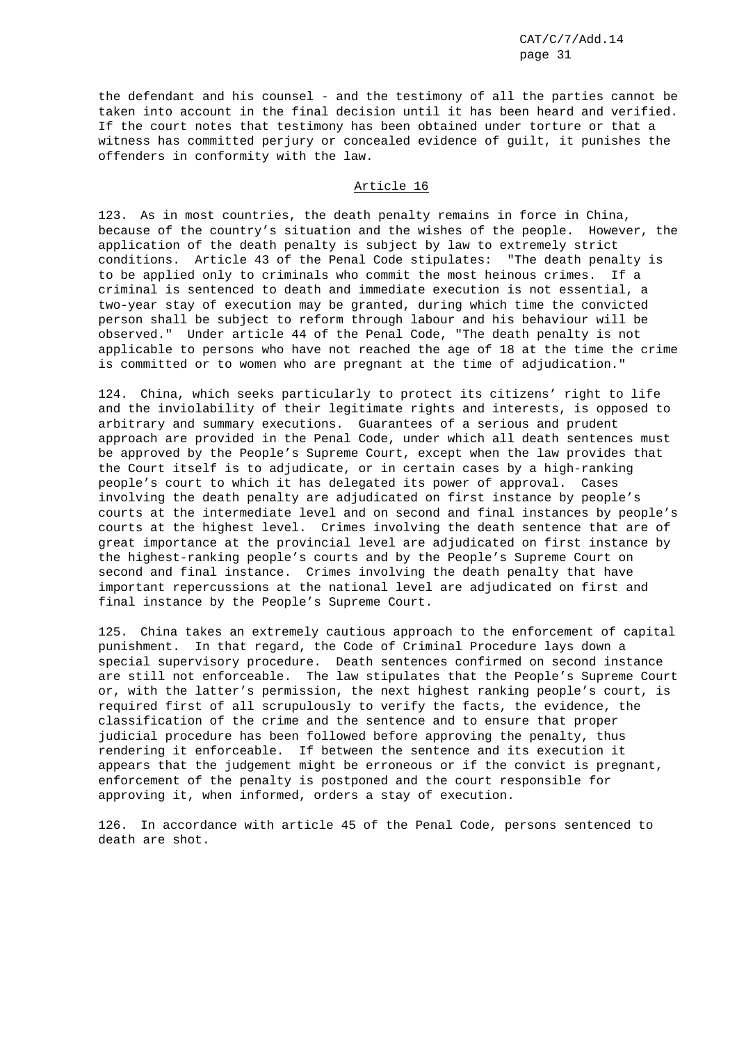the defendant and his counsel - and the testimony of all the parties cannot be taken into account in the final decision until it has been heard and verified. If the court notes that testimony has been obtained under torture or that a witness has committed perjury or concealed evidence of guilt, it punishes the offenders in conformity with the law.

## Article 16

123. As in most countries, the death penalty remains in force in China, because of the country's situation and the wishes of the people. However, the application of the death penalty is subject by law to extremely strict conditions. Article 43 of the Penal Code stipulates: "The death penalty is to be applied only to criminals who commit the most heinous crimes. If a criminal is sentenced to death and immediate execution is not essential, a two-year stay of execution may be granted, during which time the convicted person shall be subject to reform through labour and his behaviour will be observed." Under article 44 of the Penal Code, "The death penalty is not applicable to persons who have not reached the age of 18 at the time the crime is committed or to women who are pregnant at the time of adjudication."

124. China, which seeks particularly to protect its citizens' right to life and the inviolability of their legitimate rights and interests, is opposed to arbitrary and summary executions. Guarantees of a serious and prudent approach are provided in the Penal Code, under which all death sentences must be approved by the People's Supreme Court, except when the law provides that the Court itself is to adjudicate, or in certain cases by a high-ranking people's court to which it has delegated its power of approval. Cases involving the death penalty are adjudicated on first instance by people's courts at the intermediate level and on second and final instances by people's courts at the highest level. Crimes involving the death sentence that are of great importance at the provincial level are adjudicated on first instance by the highest-ranking people's courts and by the People's Supreme Court on second and final instance. Crimes involving the death penalty that have important repercussions at the national level are adjudicated on first and final instance by the People's Supreme Court.

125. China takes an extremely cautious approach to the enforcement of capital punishment. In that regard, the Code of Criminal Procedure lays down a special supervisory procedure. Death sentences confirmed on second instance are still not enforceable. The law stipulates that the People's Supreme Court or, with the latter's permission, the next highest ranking people's court, is required first of all scrupulously to verify the facts, the evidence, the classification of the crime and the sentence and to ensure that proper judicial procedure has been followed before approving the penalty, thus rendering it enforceable. If between the sentence and its execution it appears that the judgement might be erroneous or if the convict is pregnant, enforcement of the penalty is postponed and the court responsible for approving it, when informed, orders a stay of execution.

126. In accordance with article 45 of the Penal Code, persons sentenced to death are shot.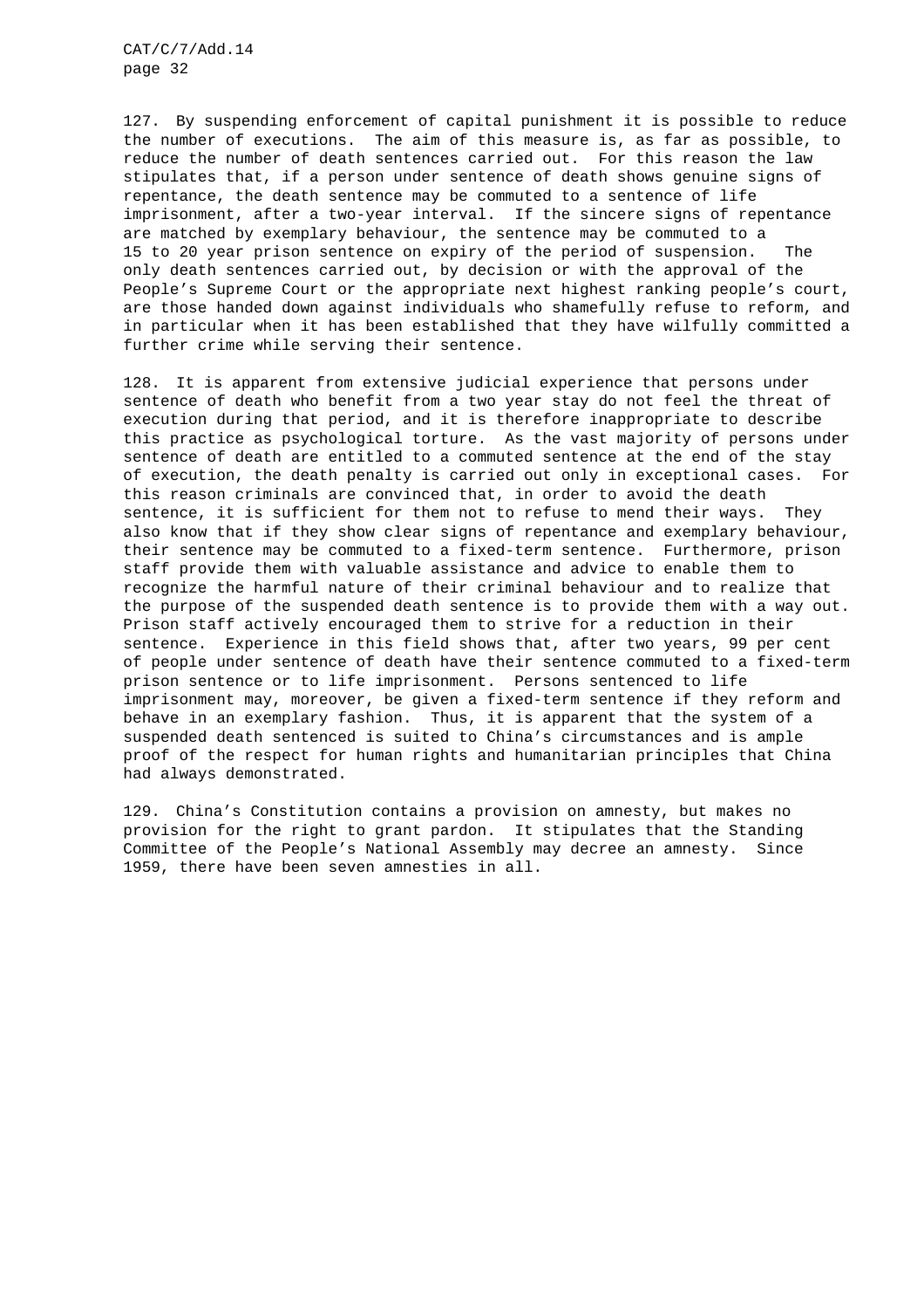127. By suspending enforcement of capital punishment it is possible to reduce the number of executions. The aim of this measure is, as far as possible, to reduce the number of death sentences carried out. For this reason the law stipulates that, if a person under sentence of death shows genuine signs of repentance, the death sentence may be commuted to a sentence of life imprisonment, after a two-year interval. If the sincere signs of repentance are matched by exemplary behaviour, the sentence may be commuted to a 15 to 20 year prison sentence on expiry of the period of suspension. The only death sentences carried out, by decision or with the approval of the People's Supreme Court or the appropriate next highest ranking people's court, are those handed down against individuals who shamefully refuse to reform, and in particular when it has been established that they have wilfully committed a further crime while serving their sentence.

128. It is apparent from extensive judicial experience that persons under sentence of death who benefit from a two year stay do not feel the threat of execution during that period, and it is therefore inappropriate to describe this practice as psychological torture. As the vast majority of persons under sentence of death are entitled to a commuted sentence at the end of the stay of execution, the death penalty is carried out only in exceptional cases. For this reason criminals are convinced that, in order to avoid the death sentence, it is sufficient for them not to refuse to mend their ways. They also know that if they show clear signs of repentance and exemplary behaviour, their sentence may be commuted to a fixed-term sentence. Furthermore, prison staff provide them with valuable assistance and advice to enable them to recognize the harmful nature of their criminal behaviour and to realize that the purpose of the suspended death sentence is to provide them with a way out. Prison staff actively encouraged them to strive for a reduction in their sentence. Experience in this field shows that, after two years, 99 per cent of people under sentence of death have their sentence commuted to a fixed-term prison sentence or to life imprisonment. Persons sentenced to life imprisonment may, moreover, be given a fixed-term sentence if they reform and behave in an exemplary fashion. Thus, it is apparent that the system of a suspended death sentenced is suited to China's circumstances and is ample proof of the respect for human rights and humanitarian principles that China had always demonstrated.

129. China's Constitution contains a provision on amnesty, but makes no provision for the right to grant pardon. It stipulates that the Standing Committee of the People's National Assembly may decree an amnesty. Since 1959, there have been seven amnesties in all.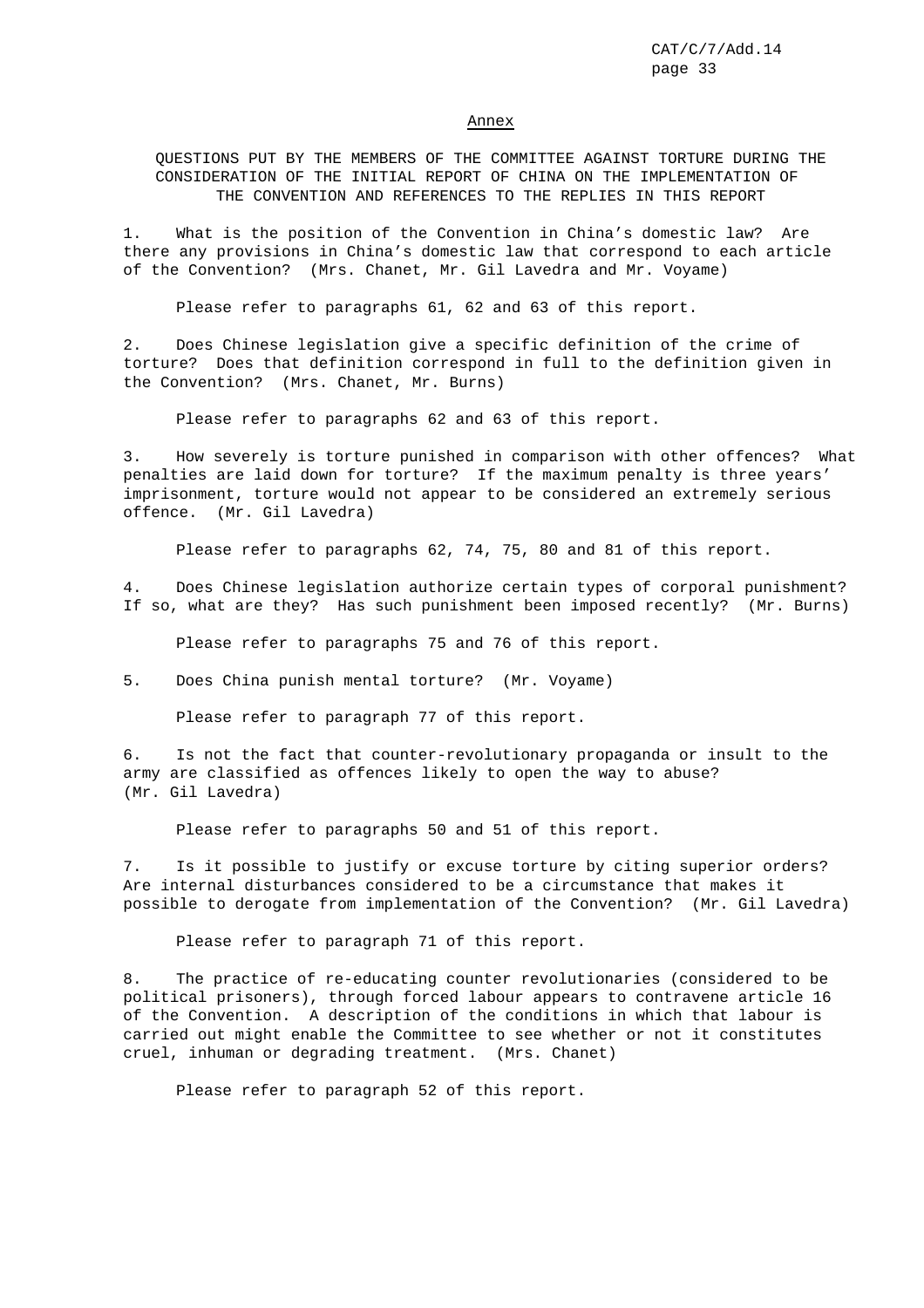## Annex

### QUESTIONS PUT BY THE MEMBERS OF THE COMMITTEE AGAINST TORTURE DURING THE CONSIDERATION OF THE INITIAL REPORT OF CHINA ON THE IMPLEMENTATION OF THE CONVENTION AND REFERENCES TO THE REPLIES IN THIS REPORT

1. What is the position of the Convention in China's domestic law? Are there any provisions in China's domestic law that correspond to each article of the Convention? (Mrs. Chanet, Mr. Gil Lavedra and Mr. Voyame)

Please refer to paragraphs 61, 62 and 63 of this report.

2. Does Chinese legislation give a specific definition of the crime of torture? Does that definition correspond in full to the definition given in the Convention? (Mrs. Chanet, Mr. Burns)

Please refer to paragraphs 62 and 63 of this report.

3. How severely is torture punished in comparison with other offences? What penalties are laid down for torture? If the maximum penalty is three years' imprisonment, torture would not appear to be considered an extremely serious offence. (Mr. Gil Lavedra)

Please refer to paragraphs 62, 74, 75, 80 and 81 of this report.

4. Does Chinese legislation authorize certain types of corporal punishment? If so, what are they? Has such punishment been imposed recently? (Mr. Burns)

Please refer to paragraphs 75 and 76 of this report.

5. Does China punish mental torture? (Mr. Voyame)

Please refer to paragraph 77 of this report.

6. Is not the fact that counter-revolutionary propaganda or insult to the army are classified as offences likely to open the way to abuse? (Mr. Gil Lavedra)

Please refer to paragraphs 50 and 51 of this report.

7. Is it possible to justify or excuse torture by citing superior orders? Are internal disturbances considered to be a circumstance that makes it possible to derogate from implementation of the Convention? (Mr. Gil Lavedra)

Please refer to paragraph 71 of this report.

8. The practice of re-educating counter revolutionaries (considered to be political prisoners), through forced labour appears to contravene article 16 of the Convention. A description of the conditions in which that labour is carried out might enable the Committee to see whether or not it constitutes cruel, inhuman or degrading treatment. (Mrs. Chanet)

Please refer to paragraph 52 of this report.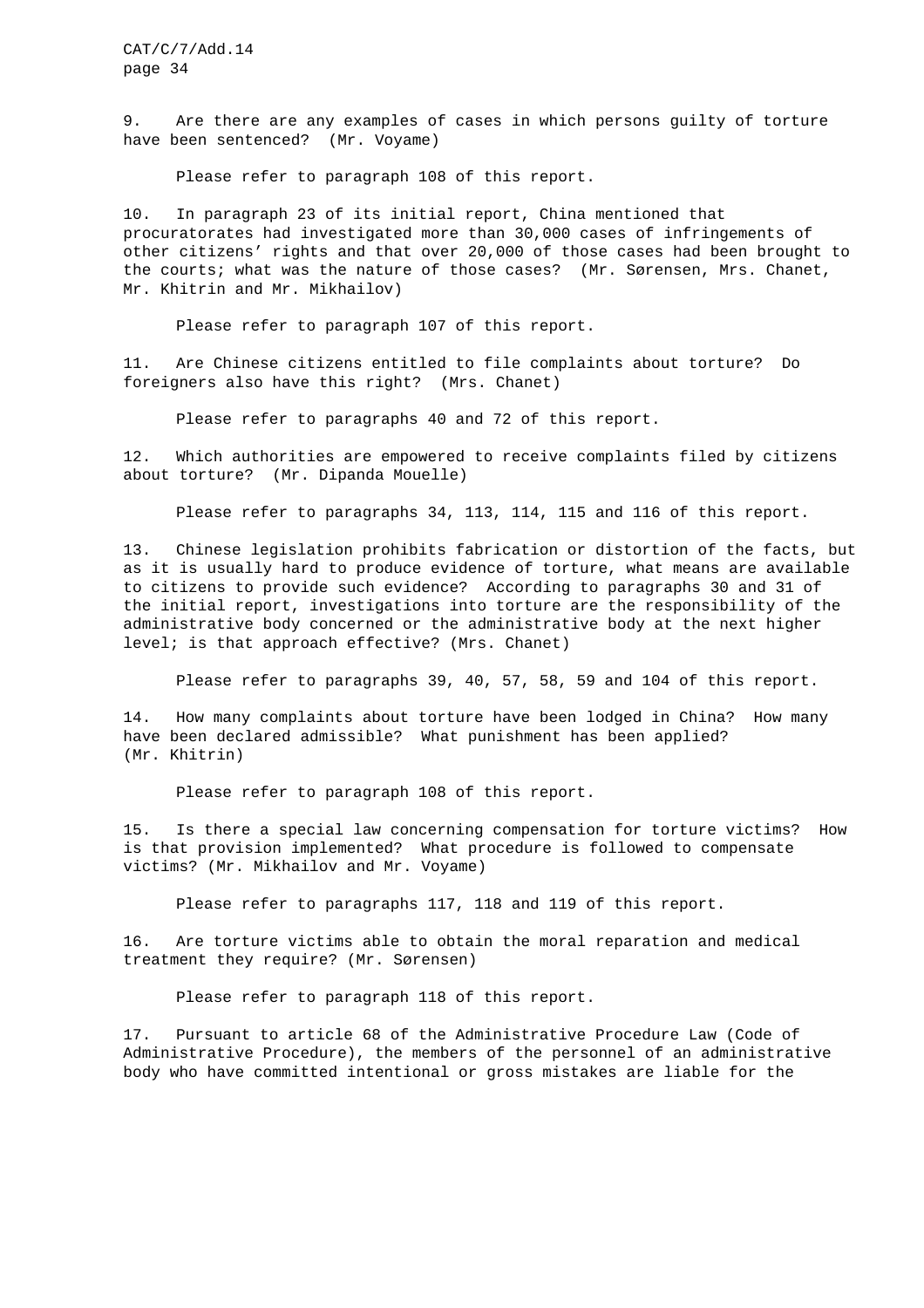9. Are there are any examples of cases in which persons guilty of torture have been sentenced? (Mr. Voyame)

Please refer to paragraph 108 of this report.

10. In paragraph 23 of its initial report, China mentioned that procuratorates had investigated more than 30,000 cases of infringements of other citizens' rights and that over 20,000 of those cases had been brought to the courts; what was the nature of those cases? (Mr. Sørensen, Mrs. Chanet, Mr. Khitrin and Mr. Mikhailov)

Please refer to paragraph 107 of this report.

11. Are Chinese citizens entitled to file complaints about torture? Do foreigners also have this right? (Mrs. Chanet)

Please refer to paragraphs 40 and 72 of this report.

12. Which authorities are empowered to receive complaints filed by citizens about torture? (Mr. Dipanda Mouelle)

Please refer to paragraphs 34, 113, 114, 115 and 116 of this report.

13. Chinese legislation prohibits fabrication or distortion of the facts, but as it is usually hard to produce evidence of torture, what means are available to citizens to provide such evidence? According to paragraphs 30 and 31 of the initial report, investigations into torture are the responsibility of the administrative body concerned or the administrative body at the next higher level; is that approach effective? (Mrs. Chanet)

Please refer to paragraphs 39, 40, 57, 58, 59 and 104 of this report.

14. How many complaints about torture have been lodged in China? How many have been declared admissible? What punishment has been applied? (Mr. Khitrin)

Please refer to paragraph 108 of this report.

15. Is there a special law concerning compensation for torture victims? How is that provision implemented? What procedure is followed to compensate victims? (Mr. Mikhailov and Mr. Voyame)

Please refer to paragraphs 117, 118 and 119 of this report.

16. Are torture victims able to obtain the moral reparation and medical treatment they require? (Mr. Sørensen)

Please refer to paragraph 118 of this report.

17. Pursuant to article 68 of the Administrative Procedure Law (Code of Administrative Procedure), the members of the personnel of an administrative body who have committed intentional or gross mistakes are liable for the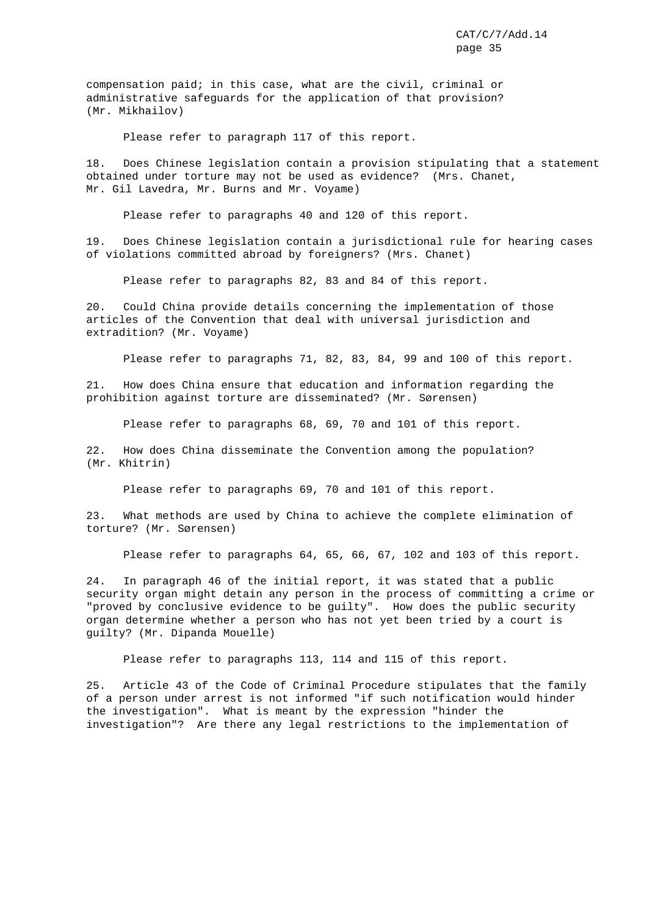compensation paid; in this case, what are the civil, criminal or administrative safeguards for the application of that provision? (Mr. Mikhailov)

Please refer to paragraph 117 of this report.

18. Does Chinese legislation contain a provision stipulating that a statement obtained under torture may not be used as evidence? (Mrs. Chanet, Mr. Gil Lavedra, Mr. Burns and Mr. Voyame)

Please refer to paragraphs 40 and 120 of this report.

19. Does Chinese legislation contain a jurisdictional rule for hearing cases of violations committed abroad by foreigners? (Mrs. Chanet)

Please refer to paragraphs 82, 83 and 84 of this report.

20. Could China provide details concerning the implementation of those articles of the Convention that deal with universal jurisdiction and extradition? (Mr. Voyame)

Please refer to paragraphs 71, 82, 83, 84, 99 and 100 of this report.

21. How does China ensure that education and information regarding the prohibition against torture are disseminated? (Mr. Sørensen)

Please refer to paragraphs 68, 69, 70 and 101 of this report.

22. How does China disseminate the Convention among the population? (Mr. Khitrin)

Please refer to paragraphs 69, 70 and 101 of this report.

23. What methods are used by China to achieve the complete elimination of torture? (Mr. Sørensen)

Please refer to paragraphs 64, 65, 66, 67, 102 and 103 of this report.

24. In paragraph 46 of the initial report, it was stated that a public security organ might detain any person in the process of committing a crime or "proved by conclusive evidence to be guilty". How does the public security organ determine whether a person who has not yet been tried by a court is guilty? (Mr. Dipanda Mouelle)

Please refer to paragraphs 113, 114 and 115 of this report.

25. Article 43 of the Code of Criminal Procedure stipulates that the family of a person under arrest is not informed "if such notification would hinder the investigation". What is meant by the expression "hinder the investigation"? Are there any legal restrictions to the implementation of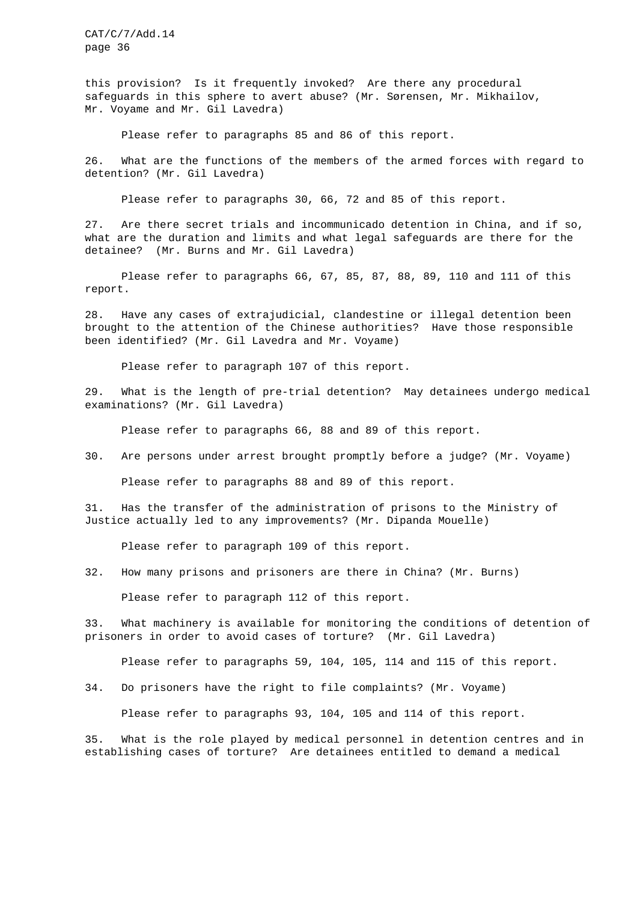this provision? Is it frequently invoked? Are there any procedural safeguards in this sphere to avert abuse? (Mr. Sørensen, Mr. Mikhailov, Mr. Voyame and Mr. Gil Lavedra)

Please refer to paragraphs 85 and 86 of this report.

26. What are the functions of the members of the armed forces with regard to detention? (Mr. Gil Lavedra)

Please refer to paragraphs 30, 66, 72 and 85 of this report.

27. Are there secret trials and incommunicado detention in China, and if so, what are the duration and limits and what legal safeguards are there for the detainee? (Mr. Burns and Mr. Gil Lavedra)

Please refer to paragraphs 66, 67, 85, 87, 88, 89, 110 and 111 of this report.

28. Have any cases of extrajudicial, clandestine or illegal detention been brought to the attention of the Chinese authorities? Have those responsible been identified? (Mr. Gil Lavedra and Mr. Voyame)

Please refer to paragraph 107 of this report.

29. What is the length of pre-trial detention? May detainees undergo medical examinations? (Mr. Gil Lavedra)

Please refer to paragraphs 66, 88 and 89 of this report.

30. Are persons under arrest brought promptly before a judge? (Mr. Voyame)

Please refer to paragraphs 88 and 89 of this report.

31. Has the transfer of the administration of prisons to the Ministry of Justice actually led to any improvements? (Mr. Dipanda Mouelle)

Please refer to paragraph 109 of this report.

32. How many prisons and prisoners are there in China? (Mr. Burns)

Please refer to paragraph 112 of this report.

33. What machinery is available for monitoring the conditions of detention of prisoners in order to avoid cases of torture? (Mr. Gil Lavedra)

Please refer to paragraphs 59, 104, 105, 114 and 115 of this report.

34. Do prisoners have the right to file complaints? (Mr. Voyame)

Please refer to paragraphs 93, 104, 105 and 114 of this report.

35. What is the role played by medical personnel in detention centres and in establishing cases of torture? Are detainees entitled to demand a medical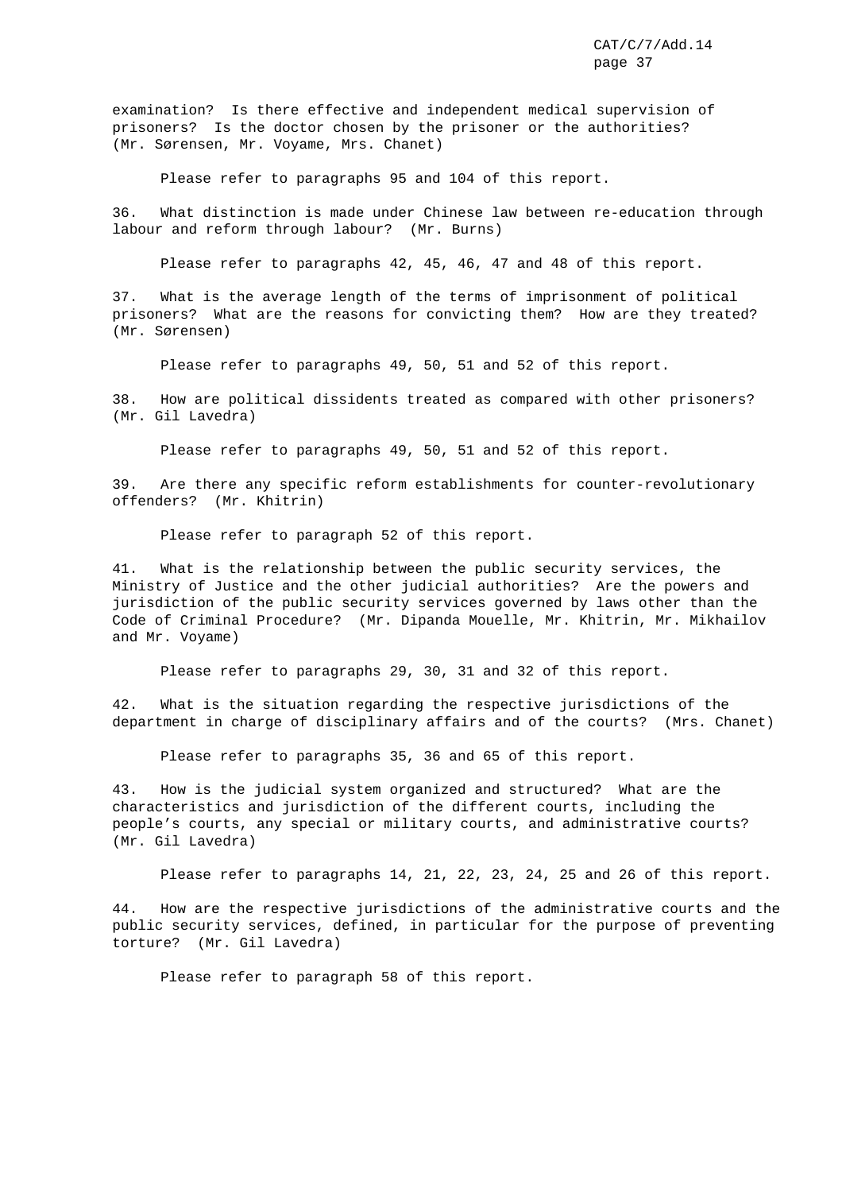examination? Is there effective and independent medical supervision of prisoners? Is the doctor chosen by the prisoner or the authorities? (Mr. Sørensen, Mr. Voyame, Mrs. Chanet)

Please refer to paragraphs 95 and 104 of this report.

36. What distinction is made under Chinese law between re-education through labour and reform through labour? (Mr. Burns)

Please refer to paragraphs 42, 45, 46, 47 and 48 of this report.

37. What is the average length of the terms of imprisonment of political prisoners? What are the reasons for convicting them? How are they treated? (Mr. Sørensen)

Please refer to paragraphs 49, 50, 51 and 52 of this report.

38. How are political dissidents treated as compared with other prisoners? (Mr. Gil Lavedra)

Please refer to paragraphs 49, 50, 51 and 52 of this report.

39. Are there any specific reform establishments for counter-revolutionary offenders? (Mr. Khitrin)

Please refer to paragraph 52 of this report.

41. What is the relationship between the public security services, the Ministry of Justice and the other judicial authorities? Are the powers and jurisdiction of the public security services governed by laws other than the Code of Criminal Procedure? (Mr. Dipanda Mouelle, Mr. Khitrin, Mr. Mikhailov and Mr. Voyame)

Please refer to paragraphs 29, 30, 31 and 32 of this report.

42. What is the situation regarding the respective jurisdictions of the department in charge of disciplinary affairs and of the courts? (Mrs. Chanet)

Please refer to paragraphs 35, 36 and 65 of this report.

43. How is the judicial system organized and structured? What are the characteristics and jurisdiction of the different courts, including the people's courts, any special or military courts, and administrative courts? (Mr. Gil Lavedra)

Please refer to paragraphs 14, 21, 22, 23, 24, 25 and 26 of this report.

44. How are the respective jurisdictions of the administrative courts and the public security services, defined, in particular for the purpose of preventing torture? (Mr. Gil Lavedra)

Please refer to paragraph 58 of this report.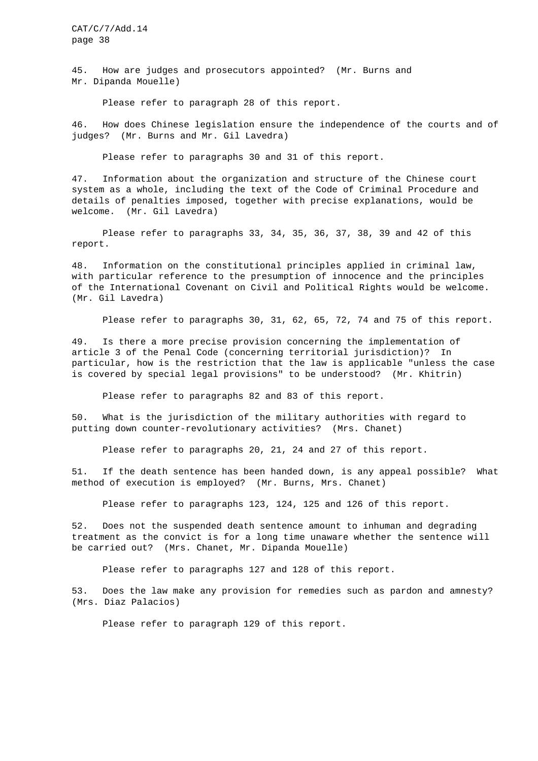45. How are judges and prosecutors appointed? (Mr. Burns and Mr. Dipanda Mouelle)

Please refer to paragraph 28 of this report.

46. How does Chinese legislation ensure the independence of the courts and of judges? (Mr. Burns and Mr. Gil Lavedra)

Please refer to paragraphs 30 and 31 of this report.

47. Information about the organization and structure of the Chinese court system as a whole, including the text of the Code of Criminal Procedure and details of penalties imposed, together with precise explanations, would be welcome. (Mr. Gil Lavedra)

Please refer to paragraphs 33, 34, 35, 36, 37, 38, 39 and 42 of this report.

48. Information on the constitutional principles applied in criminal law, with particular reference to the presumption of innocence and the principles of the International Covenant on Civil and Political Rights would be welcome. (Mr. Gil Lavedra)

Please refer to paragraphs 30, 31, 62, 65, 72, 74 and 75 of this report.

49. Is there a more precise provision concerning the implementation of article 3 of the Penal Code (concerning territorial jurisdiction)? In particular, how is the restriction that the law is applicable "unless the case is covered by special legal provisions" to be understood? (Mr. Khitrin)

Please refer to paragraphs 82 and 83 of this report.

50. What is the jurisdiction of the military authorities with regard to putting down counter-revolutionary activities? (Mrs. Chanet)

Please refer to paragraphs 20, 21, 24 and 27 of this report.

51. If the death sentence has been handed down, is any appeal possible? What method of execution is employed? (Mr. Burns, Mrs. Chanet)

Please refer to paragraphs 123, 124, 125 and 126 of this report.

52. Does not the suspended death sentence amount to inhuman and degrading treatment as the convict is for a long time unaware whether the sentence will be carried out? (Mrs. Chanet, Mr. Dipanda Mouelle)

Please refer to paragraphs 127 and 128 of this report.

53. Does the law make any provision for remedies such as pardon and amnesty? (Mrs. Diaz Palacios)

Please refer to paragraph 129 of this report.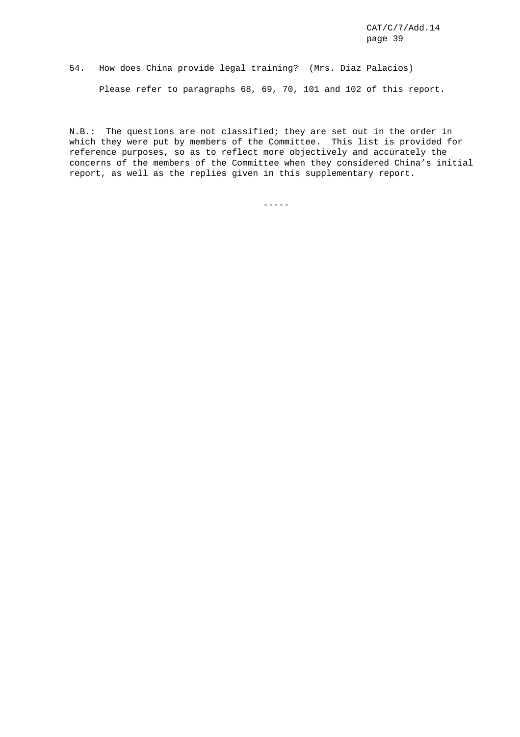54. How does China provide legal training? (Mrs. Diaz Palacios)

Please refer to paragraphs 68, 69, 70, 101 and 102 of this report.

N.B.: The questions are not classified; they are set out in the order in which they were put by members of the Committee. This list is provided for reference purposes, so as to reflect more objectively and accurately the concerns of the members of the Committee when they considered China's initial report, as well as the replies given in this supplementary report.

-----